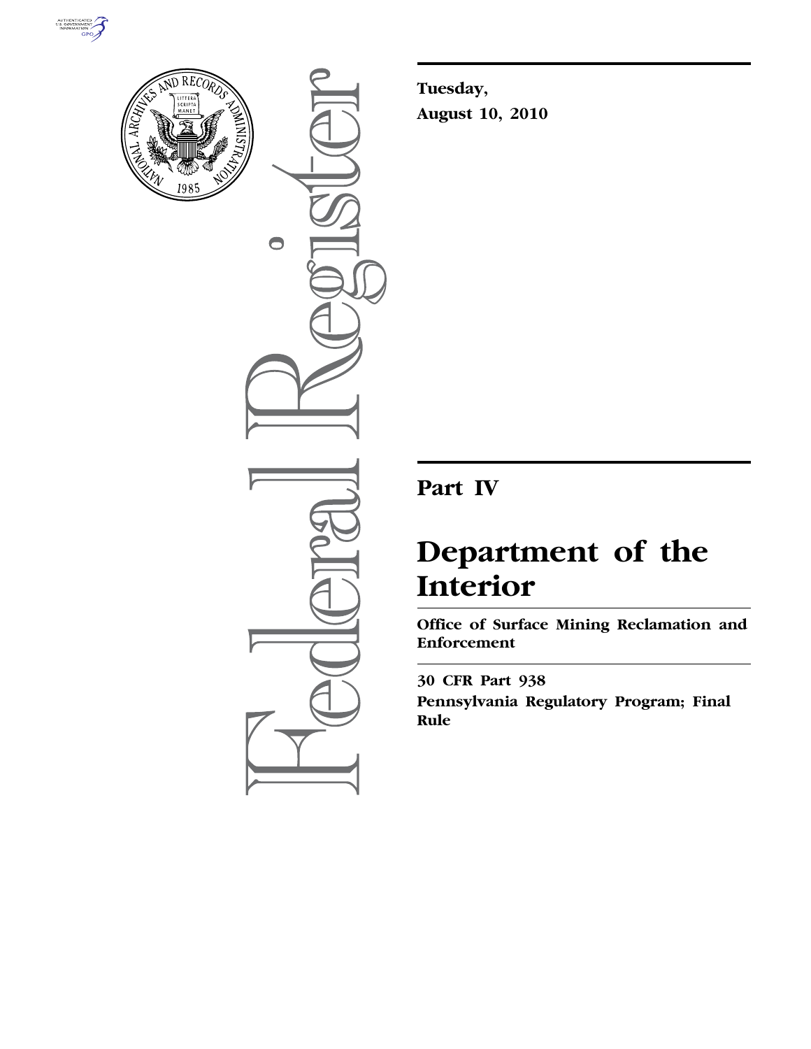**Tuesday,**

**August 10, 2010**

# Part IV

# Department of the Interior

## Office of Surface Mining Reclamation and Enforcement

### 30 CFR Part 938

### Pennsylvania Regulatory Program; Final Rule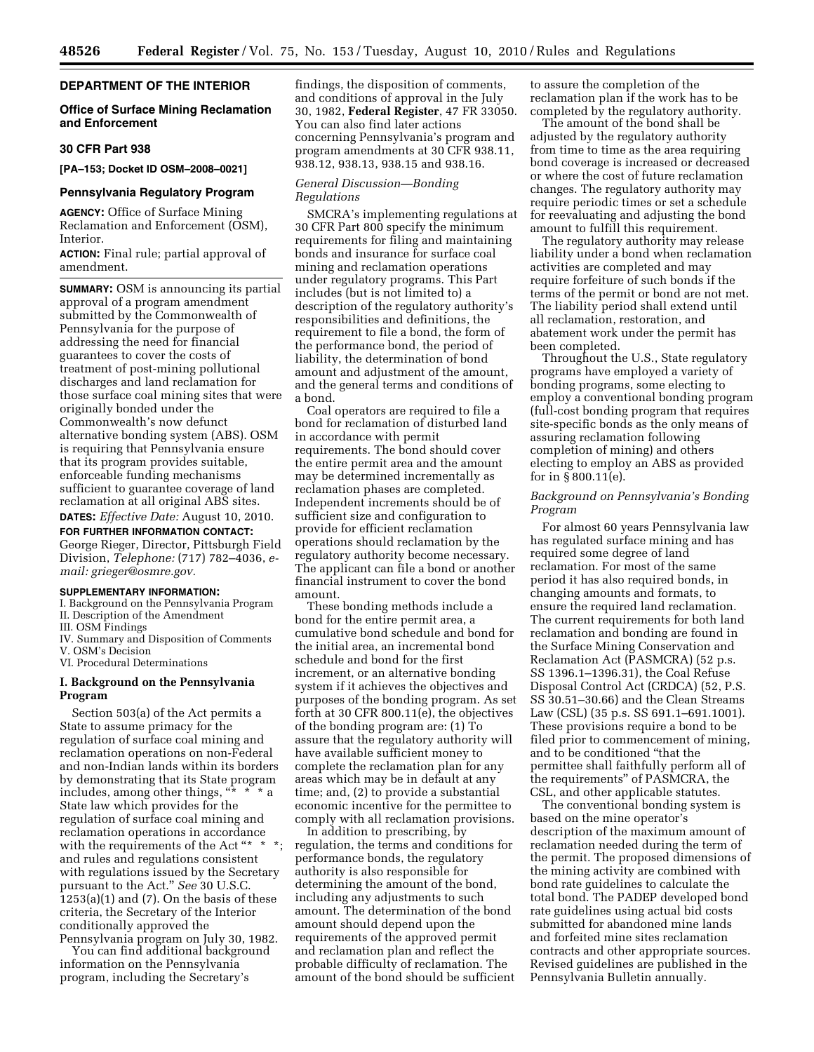## DEPARTMENT OF THE INTERIOR

### Office of Surface Mining Reclamation and Enforcement

### 30 CFR Part 938

**[PA–153; Docket ID OSM–2008–0021]**

### Pennsylvania Regulatory Program

**AGENCY:** Office of Surface Mining Reclamation and Enforcement (OSM), Interior.

**ACTION:** Final rule; partial approval of amendment.

**SUMMARY:** OSM is announcing its partial approval of a program amendment submitted by the Commonwealth of Pennsylvania for the purpose of addressing the need for financial guarantees to cover the costs of treatment of post-mining pollutional discharges and land reclamation for those surface coal mining sites that were originally bonded under the Commonwealth's now defunct alternative bonding system (ABS). OSM is requiring that Pennsylvania ensure that its program provides suitable, enforceable funding mechanisms sufficient to guarantee coverage of land reclamation at all original ABS sites.

**DATES:** *Effective Date:* August 10, 2010.

**FOR FURTHER INFORMATION CONTACT:** George Rieger, Director, Pittsburgh Field Division, *Telephone:* (717) 782–4036, *e-mail: grieger@osmre.gov.*

**SUPPLEMENTARY INFORMATION:**

I. Background on the Pennsylvania Program
II. Description of the Amendment
III. OSM Findings
IV. Summary and Disposition of Comments
V. OSM's Decision
VI. Procedural Determinations

### I. Background on the Pennsylvania Program

Section 503(a) of the Act permits a State to assume primacy for the regulation of surface coal mining and reclamation operations on non-Federal and non-Indian lands within its borders by demonstrating that its State program includes, among other things, "* * * a State law which provides for the regulation of surface coal mining and reclamation operations in accordance with the requirements of the Act "* * *; and rules and regulations consistent with regulations issued by the Secretary pursuant to the Act." *See* 30 U.S.C. 1253(a)(1) and (7). On the basis of these criteria, the Secretary of the Interior conditionally approved the Pennsylvania program on July 30, 1982.

You can find additional background information on the Pennsylvania program, including the Secretary's findings, the disposition of comments, and conditions of approval in the July 30, 1982, **Federal Register**, 47 FR 33050. You can also find later actions concerning Pennsylvania's program and program amendments at 30 CFR 938.11, 938.12, 938.13, 938.15 and 938.16.

#### *General Discussion—Bonding Regulations*

SMCRA's implementing regulations at 30 CFR Part 800 specify the minimum requirements for filing and maintaining bonds and insurance for surface coal mining and reclamation operations under regulatory programs. This Part includes (but is not limited to) a description of the regulatory authority's responsibilities and definitions, the requirement to file a bond, the form of the performance bond, the period of liability, the determination of bond amount and adjustment of the amount, and the general terms and conditions of a bond.

Coal operators are required to file a bond for reclamation of disturbed land in accordance with permit requirements. The bond should cover the entire permit area and the amount may be determined incrementally as reclamation phases are completed. Independent increments should be of sufficient size and configuration to provide for efficient reclamation operations should reclamation by the regulatory authority become necessary. The applicant can file a bond or another financial instrument to cover the bond amount.

These bonding methods include a bond for the entire permit area, a cumulative bond schedule and bond for the initial area, an incremental bond schedule and bond for the first increment, or an alternative bonding system if it achieves the objectives and purposes of the bonding program. As set forth at 30 CFR 800.11(e), the objectives of the bonding program are: (1) To assure that the regulatory authority will have available sufficient money to complete the reclamation plan for any areas which may be in default at any time; and, (2) to provide a substantial economic incentive for the permittee to comply with all reclamation provisions.

In addition to prescribing, by regulation, the terms and conditions for performance bonds, the regulatory authority is also responsible for determining the amount of the bond, including any adjustments to such amount. The determination of the bond amount should depend upon the requirements of the approved permit and reclamation plan and reflect the probable difficulty of reclamation. The amount of the bond should be sufficient to assure the completion of the reclamation plan if the work has to be completed by the regulatory authority.

The amount of the bond shall be adjusted by the regulatory authority from time to time as the area requiring bond coverage is increased or decreased or where the cost of future reclamation changes. The regulatory authority may require periodic times or set a schedule for reevaluating and adjusting the bond amount to fulfill this requirement.

The regulatory authority may release liability under a bond when reclamation activities are completed and may require forfeiture of such bonds if the terms of the permit or bond are not met. The liability period shall extend until all reclamation, restoration, and abatement work under the permit has been completed.

Throughout the U.S., State regulatory programs have employed a variety of bonding programs, some electing to employ a conventional bonding program (full-cost bonding program that requires site-specific bonds as the only means of assuring reclamation following completion of mining) and others electing to employ an ABS as provided for in § 800.11(e).

#### *Background on Pennsylvania's Bonding Program*

For almost 60 years Pennsylvania law has regulated surface mining and has required some degree of land reclamation. For most of the same period it has also required bonds, in changing amounts and formats, to ensure the required land reclamation. The current requirements for both land reclamation and bonding are found in the Surface Mining Conservation and Reclamation Act (PASMCRA) (52 p.s. SS 1396.1–1396.31), the Coal Refuse Disposal Control Act (CRDCA) (52, P.S. SS 30.51–30.66) and the Clean Streams Law (CSL) (35 p.s. SS 691.1–691.1001). These provisions require a bond to be filed prior to commencement of mining, and to be conditioned "that the permittee shall faithfully perform all of the requirements" of PASMCRA, the CSL, and other applicable statutes.

The conventional bonding system is based on the mine operator's description of the maximum amount of reclamation needed during the term of the permit. The proposed dimensions of the mining activity are combined with bond rate guidelines to calculate the total bond. The PADEP developed bond rate guidelines using actual bid costs submitted for abandoned mine lands and forfeited mine sites reclamation contracts and other appropriate sources. Revised guidelines are published in the Pennsylvania Bulletin annually.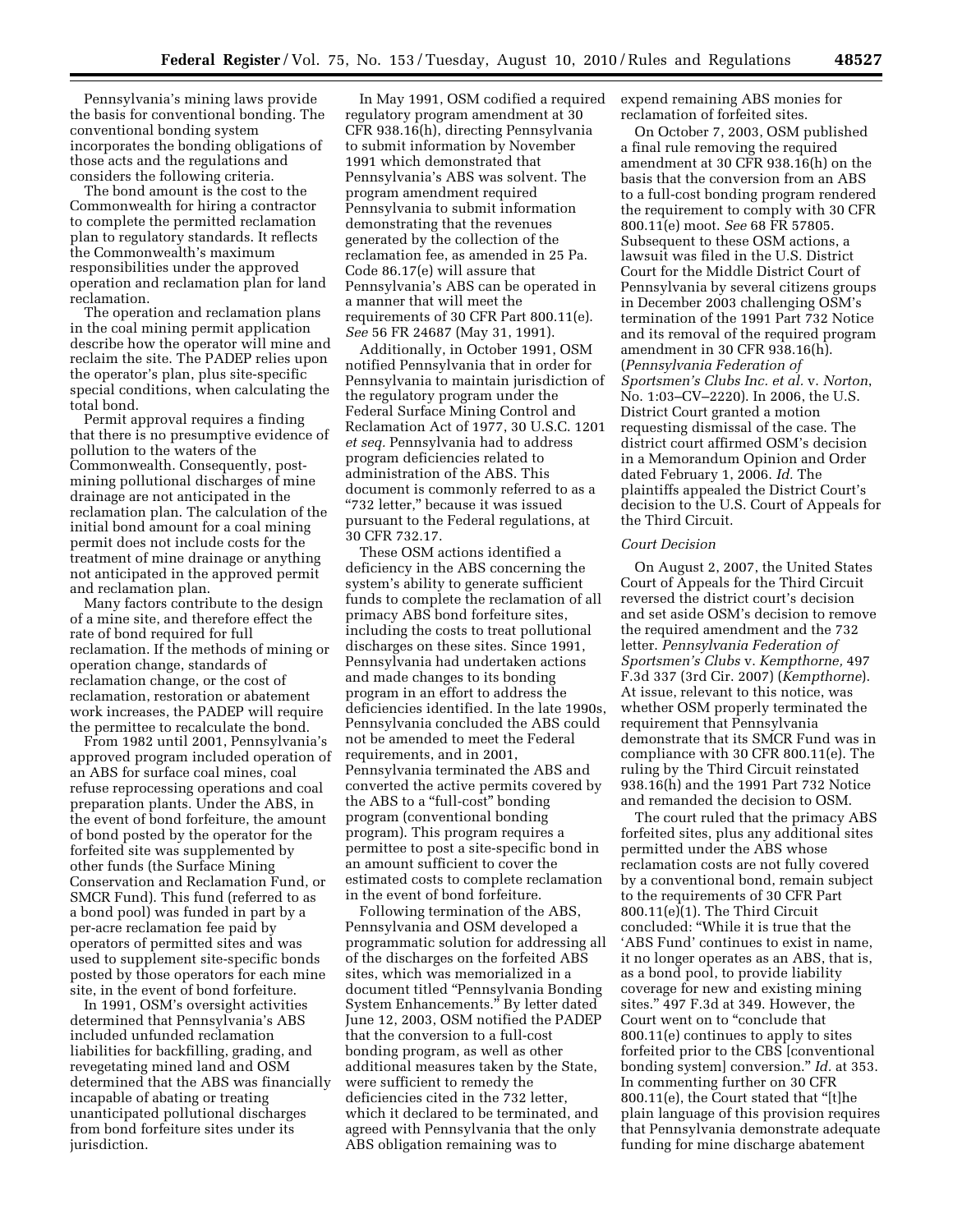Pennsylvania's mining laws provide the basis for conventional bonding. The conventional bonding system incorporates the bonding obligations of those acts and the regulations and considers the following criteria.

The bond amount is the cost to the Commonwealth for hiring a contractor to complete the permitted reclamation plan to regulatory standards. It reflects the Commonwealth's maximum responsibilities under the approved operation and reclamation plan for land reclamation.

The operation and reclamation plans in the coal mining permit application describe how the operator will mine and reclaim the site. The PADEP relies upon the operator's plan, plus site-specific special conditions, when calculating the total bond.

Permit approval requires a finding that there is no presumptive evidence of pollution to the waters of the Commonwealth. Consequently, post-mining pollutional discharges of mine drainage are not anticipated in the reclamation plan. The calculation of the initial bond amount for a coal mining permit does not include costs for the treatment of mine drainage or anything not anticipated in the approved permit and reclamation plan.

Many factors contribute to the design of a mine site, and therefore effect the rate of bond required for full reclamation. If the methods of mining or operation change, standards of reclamation change, or the cost of reclamation, restoration or abatement work increases, the PADEP will require the permittee to recalculate the bond.

From 1982 until 2001, Pennsylvania's approved program included operation of an ABS for surface coal mines, coal refuse reprocessing operations and coal preparation plants. Under the ABS, in the event of bond forfeiture, the amount of bond posted by the operator for the forfeited site was supplemented by other funds (the Surface Mining Conservation and Reclamation Fund, or SMCR Fund). This fund (referred to as a bond pool) was funded in part by a per-acre reclamation fee paid by operators of permitted sites and was used to supplement site-specific bonds posted by those operators for each mine site, in the event of bond forfeiture.

In 1991, OSM's oversight activities determined that Pennsylvania's ABS included unfunded reclamation liabilities for backfilling, grading, and revegetating mined land and OSM determined that the ABS was financially incapable of abating or treating unanticipated pollutional discharges from bond forfeiture sites under its jurisdiction.

In May 1991, OSM codified a required regulatory program amendment at 30 CFR 938.16(h), directing Pennsylvania to submit information by November 1991 which demonstrated that Pennsylvania's ABS was solvent. The program amendment required Pennsylvania to submit information demonstrating that the revenues generated by the collection of the reclamation fee, as amended in 25 Pa. Code 86.17(e) will assure that Pennsylvania's ABS can be operated in a manner that will meet the requirements of 30 CFR Part 800.11(e). *See* 56 FR 24687 (May 31, 1991).

Additionally, in October 1991, OSM notified Pennsylvania that in order for Pennsylvania to maintain jurisdiction of the regulatory program under the Federal Surface Mining Control and Reclamation Act of 1977, 30 U.S.C. 1201 *et seq.* Pennsylvania had to address program deficiencies related to administration of the ABS. This document is commonly referred to as a "732 letter," because it was issued pursuant to the Federal regulations, at 30 CFR 732.17.

These OSM actions identified a deficiency in the ABS concerning the system's ability to generate sufficient funds to complete the reclamation of all primacy ABS bond forfeiture sites, including the costs to treat pollutional discharges on these sites. Since 1991, Pennsylvania had undertaken actions and made changes to its bonding program in an effort to address the deficiencies identified. In the late 1990s, Pennsylvania concluded the ABS could not be amended to meet the Federal requirements, and in 2001, Pennsylvania terminated the ABS and converted the active permits covered by the ABS to a "full-cost" bonding program (conventional bonding program). This program requires a permittee to post a site-specific bond in an amount sufficient to cover the estimated costs to complete reclamation in the event of bond forfeiture.

Following termination of the ABS, Pennsylvania and OSM developed a programmatic solution for addressing all of the discharges on the forfeited ABS sites, which was memorialized in a document titled "Pennsylvania Bonding System Enhancements." By letter dated June 12, 2003, OSM notified the PADEP that the conversion to a full-cost bonding program, as well as other additional measures taken by the State, were sufficient to remedy the deficiencies cited in the 732 letter, which it declared to be terminated, and agreed with Pennsylvania that the only ABS obligation remaining was to expend remaining ABS monies for reclamation of forfeited sites.

On October 7, 2003, OSM published a final rule removing the required amendment at 30 CFR 938.16(h) on the basis that the conversion from an ABS to a full-cost bonding program rendered the requirement to comply with 30 CFR 800.11(e) moot. *See* 68 FR 57805. Subsequent to these OSM actions, a lawsuit was filed in the U.S. District Court for the Middle District Court of Pennsylvania by several citizens groups in December 2003 challenging OSM's termination of the 1991 Part 732 Notice and its removal of the required program amendment in 30 CFR 938.16(h). (*Pennsylvania Federation of Sportsmen's Clubs Inc. et al.* v. *Norton*, No. 1:03–CV–2220). In 2006, the U.S. District Court granted a motion requesting dismissal of the case. The district court affirmed OSM's decision in a Memorandum Opinion and Order dated February 1, 2006. *Id.* The plaintiffs appealed the District Court's decision to the U.S. Court of Appeals for the Third Circuit.

### *Court Decision*

On August 2, 2007, the United States Court of Appeals for the Third Circuit reversed the district court's decision and set aside OSM's decision to remove the required amendment and the 732 letter. *Pennsylvania Federation of Sportsmen's Clubs* v. *Kempthorne,* 497 F.3d 337 (3rd Cir. 2007) (*Kempthorne*). At issue, relevant to this notice, was whether OSM properly terminated the requirement that Pennsylvania demonstrate that its SMCR Fund was in compliance with 30 CFR 800.11(e). The ruling by the Third Circuit reinstated 938.16(h) and the 1991 Part 732 Notice and remanded the decision to OSM.

The court ruled that the primacy ABS forfeited sites, plus any additional sites permitted under the ABS whose reclamation costs are not fully covered by a conventional bond, remain subject to the requirements of 30 CFR Part 800.11(e)(1). The Third Circuit concluded: "While it is true that the 'ABS Fund' continues to exist in name, it no longer operates as an ABS, that is, as a bond pool, to provide liability coverage for new and existing mining sites." 497 F.3d at 349. However, the Court went on to "conclude that 800.11(e) continues to apply to sites forfeited prior to the CBS [conventional bonding system] conversion." *Id.* at 353. In commenting further on 30 CFR 800.11(e), the Court stated that "[t]he plain language of this provision requires that Pennsylvania demonstrate adequate funding for mine discharge abatement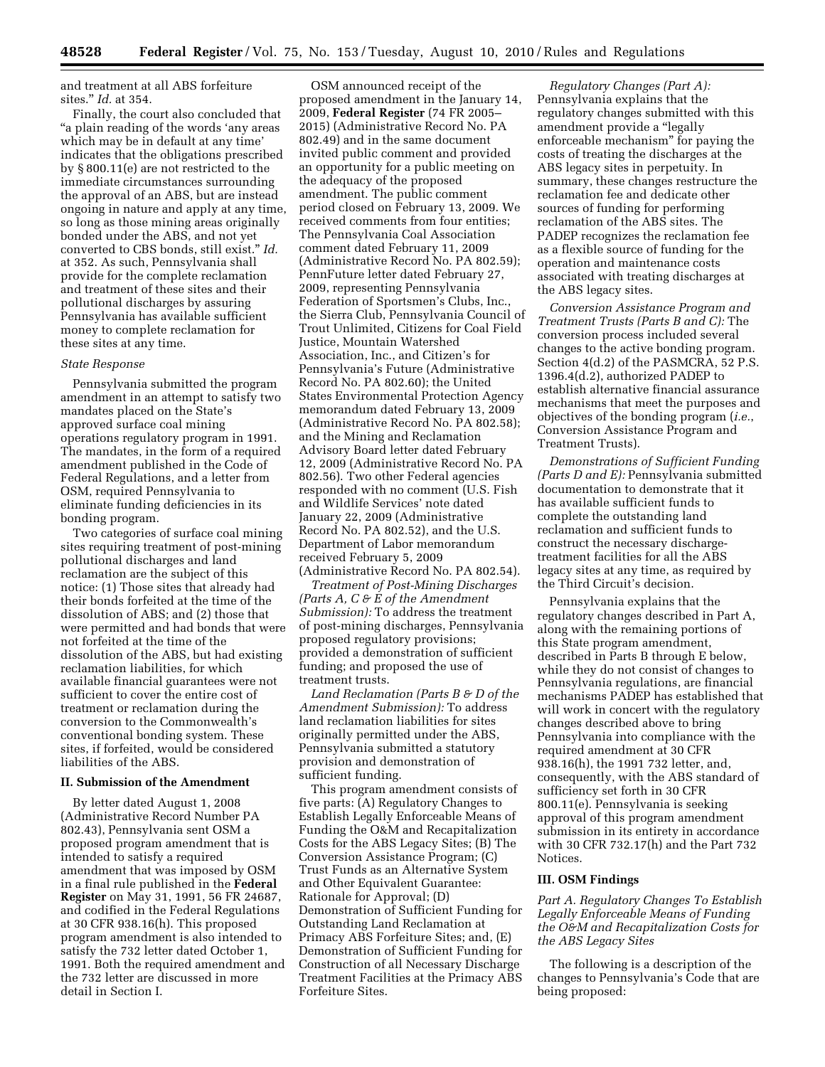and treatment at all ABS forfeiture sites." *Id.* at 354.

Finally, the court also concluded that "a plain reading of the words 'any areas which may be in default at any time' indicates that the obligations prescribed by § 800.11(e) are not restricted to the immediate circumstances surrounding the approval of an ABS, but are instead ongoing in nature and apply at any time, so long as those mining areas originally bonded under the ABS, and not yet converted to CBS bonds, still exist." *Id.* at 352. As such, Pennsylvania shall provide for the complete reclamation and treatment of these sites and their pollutional discharges by assuring Pennsylvania has available sufficient money to complete reclamation for these sites at any time.

*State Response*

Pennsylvania submitted the program amendment in an attempt to satisfy two mandates placed on the State's approved surface coal mining operations regulatory program in 1991. The mandates, in the form of a required amendment published in the Code of Federal Regulations, and a letter from OSM, required Pennsylvania to eliminate funding deficiencies in its bonding program.

Two categories of surface coal mining sites requiring treatment of post-mining pollutional discharges and land reclamation are the subject of this notice: (1) Those sites that already had their bonds forfeited at the time of the dissolution of ABS; and (2) those that were permitted and had bonds that were not forfeited at the time of the dissolution of the ABS, but had existing reclamation liabilities, for which available financial guarantees were not sufficient to cover the entire cost of treatment or reclamation during the conversion to the Commonwealth's conventional bonding system. These sites, if forfeited, would be considered liabilities of the ABS.

## II. Submission of the Amendment

By letter dated August 1, 2008 (Administrative Record Number PA 802.43), Pennsylvania sent OSM a proposed program amendment that is intended to satisfy a required amendment that was imposed by OSM in a final rule published in the **Federal Register** on May 31, 1991, 56 FR 24687, and codified in the Federal Regulations at 30 CFR 938.16(h). This proposed program amendment is also intended to satisfy the 732 letter dated October 1, 1991. Both the required amendment and the 732 letter are discussed in more detail in Section I.

OSM announced receipt of the proposed amendment in the January 14, 2009, **Federal Register** (74 FR 2005–2015) (Administrative Record No. PA 802.49) and in the same document invited public comment and provided an opportunity for a public meeting on the adequacy of the proposed amendment. The public comment period closed on February 13, 2009. We received comments from four entities; The Pennsylvania Coal Association comment dated February 11, 2009 (Administrative Record No. PA 802.59); PennFuture letter dated February 27, 2009, representing Pennsylvania Federation of Sportsmen's Clubs, Inc., the Sierra Club, Pennsylvania Council of Trout Unlimited, Citizens for Coal Field Justice, Mountain Watershed Association, Inc., and Citizen's for Pennsylvania's Future (Administrative Record No. PA 802.60); the United States Environmental Protection Agency memorandum dated February 13, 2009 (Administrative Record No. PA 802.58); and the Mining and Reclamation Advisory Board letter dated February 12, 2009 (Administrative Record No. PA 802.56). Two other Federal agencies responded with no comment (U.S. Fish and Wildlife Services' note dated January 22, 2009 (Administrative Record No. PA 802.52), and the U.S. Department of Labor memorandum received February 5, 2009 (Administrative Record No. PA 802.54).

*Treatment of Post-Mining Discharges (Parts A, C & E of the Amendment Submission):* To address the treatment of post-mining discharges, Pennsylvania proposed regulatory provisions; provided a demonstration of sufficient funding; and proposed the use of treatment trusts.

*Land Reclamation (Parts B & D of the Amendment Submission):* To address land reclamation liabilities for sites originally permitted under the ABS, Pennsylvania submitted a statutory provision and demonstration of sufficient funding.

This program amendment consists of five parts: (A) Regulatory Changes to Establish Legally Enforceable Means of Funding the O&M and Recapitalization Costs for the ABS Legacy Sites; (B) The Conversion Assistance Program; (C) Trust Funds as an Alternative System and Other Equivalent Guarantee: Rationale for Approval; (D) Demonstration of Sufficient Funding for Outstanding Land Reclamation at Primacy ABS Forfeiture Sites; and, (E) Demonstration of Sufficient Funding for Construction of all Necessary Discharge Treatment Facilities at the Primacy ABS Forfeiture Sites.

*Regulatory Changes (Part A):* Pennsylvania explains that the regulatory changes submitted with this amendment provide a "legally enforceable mechanism" for paying the costs of treating the discharges at the ABS legacy sites in perpetuity. In summary, these changes restructure the reclamation fee and dedicate other sources of funding for performing reclamation of the ABS sites. The PADEP recognizes the reclamation fee as a flexible source of funding for the operation and maintenance costs associated with treating discharges at the ABS legacy sites.

*Conversion Assistance Program and Treatment Trusts (Parts B and C):* The conversion process included several changes to the active bonding program. Section 4(d.2) of the PASMCRA, 52 P.S. 1396.4(d.2), authorized PADEP to establish alternative financial assurance mechanisms that meet the purposes and objectives of the bonding program (*i.e.*, Conversion Assistance Program and Treatment Trusts).

*Demonstrations of Sufficient Funding (Parts D and E):* Pennsylvania submitted documentation to demonstrate that it has available sufficient funds to complete the outstanding land reclamation and sufficient funds to construct the necessary discharge-treatment facilities for all the ABS legacy sites at any time, as required by the Third Circuit's decision.

Pennsylvania explains that the regulatory changes described in Part A, along with the remaining portions of this State program amendment, described in Parts B through E below, while they do not consist of changes to Pennsylvania regulations, are financial mechanisms PADEP has established that will work in concert with the regulatory changes described above to bring Pennsylvania into compliance with the required amendment at 30 CFR 938.16(h), the 1991 732 letter, and, consequently, with the ABS standard of sufficiency set forth in 30 CFR 800.11(e). Pennsylvania is seeking approval of this program amendment submission in its entirety in accordance with 30 CFR 732.17(h) and the Part 732 Notices.

## III. OSM Findings

*Part A. Regulatory Changes To Establish Legally Enforceable Means of Funding the O&M and Recapitalization Costs for the ABS Legacy Sites*

The following is a description of the changes to Pennsylvania's Code that are being proposed: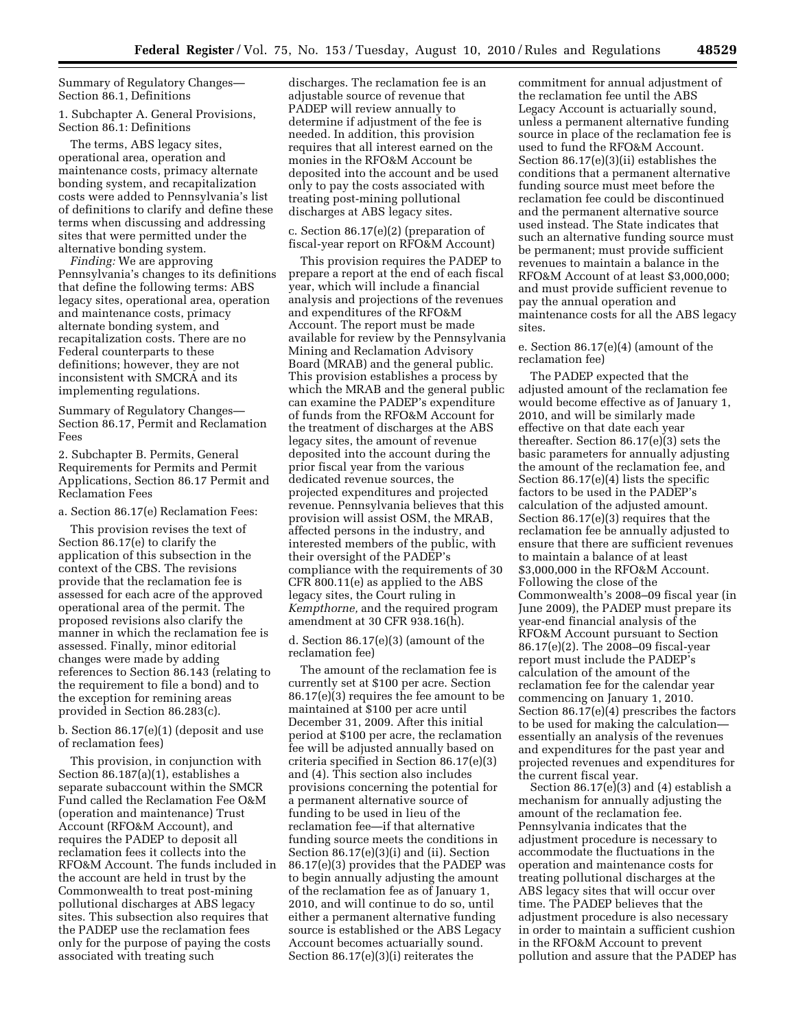Summary of Regulatory Changes—Section 86.1, Definitions

1. Subchapter A. General Provisions, Section 86.1: Definitions

The terms, ABS legacy sites, operational area, operation and maintenance costs, primacy alternate bonding system, and recapitalization costs were added to Pennsylvania's list of definitions to clarify and define these terms when discussing and addressing sites that were permitted under the alternative bonding system.

*Finding:* We are approving Pennsylvania's changes to its definitions that define the following terms: ABS legacy sites, operational area, operation and maintenance costs, primacy alternate bonding system, and recapitalization costs. There are no Federal counterparts to these definitions; however, they are not inconsistent with SMCRA and its implementing regulations.

Summary of Regulatory Changes—Section 86.17, Permit and Reclamation Fees

2. Subchapter B. Permits, General Requirements for Permits and Permit Applications, Section 86.17 Permit and Reclamation Fees

a. Section 86.17(e) Reclamation Fees:

This provision revises the text of Section 86.17(e) to clarify the application of this subsection in the context of the CBS. The revisions provide that the reclamation fee is assessed for each acre of the approved operational area of the permit. The proposed revisions also clarify the manner in which the reclamation fee is assessed. Finally, minor editorial changes were made by adding references to Section 86.143 (relating to the requirement to file a bond) and to the exception for remining areas provided in Section 86.283(c).

b. Section 86.17(e)(1) (deposit and use of reclamation fees)

This provision, in conjunction with Section 86.187(a)(1), establishes a separate subaccount within the SMCR Fund called the Reclamation Fee O&M (operation and maintenance) Trust Account (RFO&M Account), and requires the PADEP to deposit all reclamation fees it collects into the RFO&M Account. The funds included in the account are held in trust by the Commonwealth to treat post-mining pollutional discharges at ABS legacy sites. This subsection also requires that the PADEP use the reclamation fees only for the purpose of paying the costs associated with treating such discharges. The reclamation fee is an adjustable source of revenue that PADEP will review annually to determine if adjustment of the fee is needed. In addition, this provision requires that all interest earned on the monies in the RFO&M Account be deposited into the account and be used only to pay the costs associated with treating post-mining pollutional discharges at ABS legacy sites.

c. Section 86.17(e)(2) (preparation of fiscal-year report on RFO&M Account)

This provision requires the PADEP to prepare a report at the end of each fiscal year, which will include a financial analysis and projections of the revenues and expenditures of the RFO&M Account. The report must be made available for review by the Pennsylvania Mining and Reclamation Advisory Board (MRAB) and the general public. This provision establishes a process by which the MRAB and the general public can examine the PADEP's expenditure of funds from the RFO&M Account for the treatment of discharges at the ABS legacy sites, the amount of revenue deposited into the account during the prior fiscal year from the various dedicated revenue sources, the projected expenditures and projected revenue. Pennsylvania believes that this provision will assist OSM, the MRAB, affected persons in the industry, and interested members of the public, with their oversight of the PADEP's compliance with the requirements of 30 CFR 800.11(e) as applied to the ABS legacy sites, the Court ruling in *Kempthorne,* and the required program amendment at 30 CFR 938.16(h).

d. Section 86.17(e)(3) (amount of the reclamation fee)

The amount of the reclamation fee is currently set at $100 per acre. Section 86.17(e)(3) requires the fee amount to be maintained at $100 per acre until December 31, 2009. After this initial period at $100 per acre, the reclamation fee will be adjusted annually based on criteria specified in Section 86.17(e)(3) and (4). This section also includes provisions concerning the potential for a permanent alternative source of funding to be used in lieu of the reclamation fee—if that alternative funding source meets the conditions in Section 86.17(e)(3)(i) and (ii). Section 86.17(e)(3) provides that the PADEP was to begin annually adjusting the amount of the reclamation fee as of January 1, 2010, and will continue to do so, until either a permanent alternative funding source is established or the ABS Legacy Account becomes actuarially sound. Section 86.17(e)(3)(i) reiterates the commitment for annual adjustment of the reclamation fee until the ABS Legacy Account is actuarially sound, unless a permanent alternative funding source in place of the reclamation fee is used to fund the RFO&M Account. Section 86.17(e)(3)(ii) establishes the conditions that a permanent alternative funding source must meet before the reclamation fee could be discontinued and the permanent alternative source used instead. The State indicates that such an alternative funding source must be permanent; must provide sufficient revenues to maintain a balance in the RFO&M Account of at least $3,000,000; and must provide sufficient revenue to pay the annual operation and maintenance costs for all the ABS legacy sites.

e. Section 86.17(e)(4) (amount of the reclamation fee)

The PADEP expected that the adjusted amount of the reclamation fee would become effective as of January 1, 2010, and will be similarly made effective on that date each year thereafter. Section 86.17(e)(3) sets the basic parameters for annually adjusting the amount of the reclamation fee, and Section 86.17(e)(4) lists the specific factors to be used in the PADEP's calculation of the adjusted amount. Section 86.17(e)(3) requires that the reclamation fee be annually adjusted to ensure that there are sufficient revenues to maintain a balance of at least $3,000,000 in the RFO&M Account. Following the close of the Commonwealth's 2008–09 fiscal year (in June 2009), the PADEP must prepare its year-end financial analysis of the RFO&M Account pursuant to Section 86.17(e)(2). The 2008–09 fiscal-year report must include the PADEP's calculation of the amount of the reclamation fee for the calendar year commencing on January 1, 2010. Section 86.17(e)(4) prescribes the factors to be used for making the calculation—essentially an analysis of the revenues and expenditures for the past year and projected revenues and expenditures for the current fiscal year.

Section 86.17(e)(3) and (4) establish a mechanism for annually adjusting the amount of the reclamation fee. Pennsylvania indicates that the adjustment procedure is necessary to accommodate the fluctuations in the operation and maintenance costs for treating pollutional discharges at the ABS legacy sites that will occur over time. The PADEP believes that the adjustment procedure is also necessary in order to maintain a sufficient cushion in the RFO&M Account to prevent pollution and assure that the PADEP has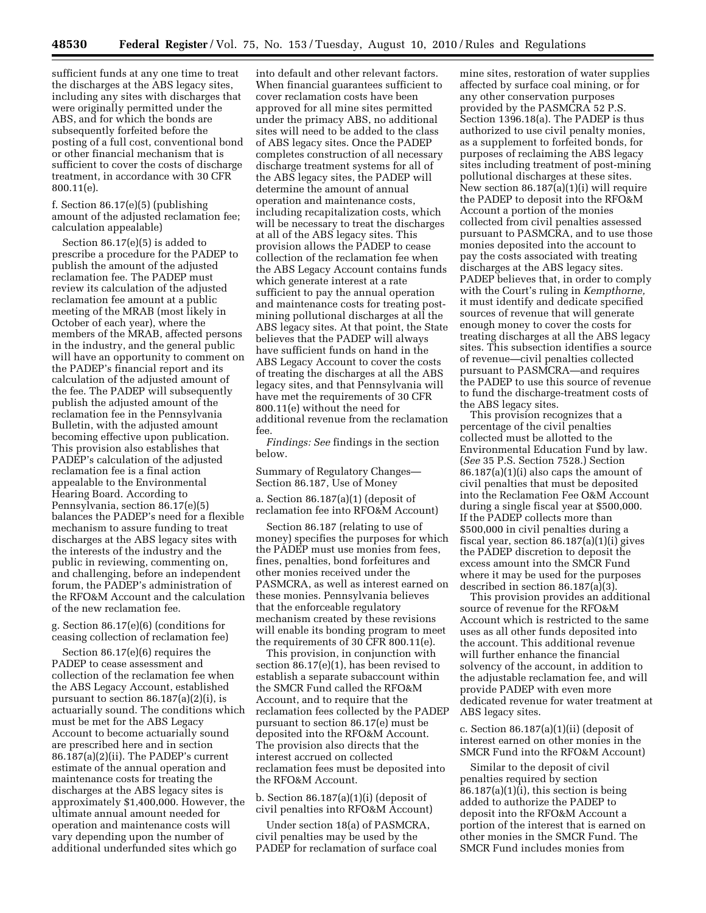sufficient funds at any one time to treat the discharges at the ABS legacy sites, including any sites with discharges that were originally permitted under the ABS, and for which the bonds are subsequently forfeited before the posting of a full cost, conventional bond or other financial mechanism that is sufficient to cover the costs of discharge treatment, in accordance with 30 CFR 800.11(e).

f. Section 86.17(e)(5) (publishing amount of the adjusted reclamation fee; calculation appealable)

Section 86.17(e)(5) is added to prescribe a procedure for the PADEP to publish the amount of the adjusted reclamation fee. The PADEP must review its calculation of the adjusted reclamation fee amount at a public meeting of the MRAB (most likely in October of each year), where the members of the MRAB, affected persons in the industry, and the general public will have an opportunity to comment on the PADEP's financial report and its calculation of the adjusted amount of the fee. The PADEP will subsequently publish the adjusted amount of the reclamation fee in the Pennsylvania Bulletin, with the adjusted amount becoming effective upon publication. This provision also establishes that PADEP's calculation of the adjusted reclamation fee is a final action appealable to the Environmental Hearing Board. According to Pennsylvania, section 86.17(e)(5) balances the PADEP's need for a flexible mechanism to assure funding to treat discharges at the ABS legacy sites with the interests of the industry and the public in reviewing, commenting on, and challenging, before an independent forum, the PADEP's administration of the RFO&M Account and the calculation of the new reclamation fee.

g. Section 86.17(e)(6) (conditions for ceasing collection of reclamation fee)

Section 86.17(e)(6) requires the PADEP to cease assessment and collection of the reclamation fee when the ABS Legacy Account, established pursuant to section 86.187(a)(2)(i), is actuarially sound. The conditions which must be met for the ABS Legacy Account to become actuarially sound are prescribed here and in section 86.187(a)(2)(ii). The PADEP's current estimate of the annual operation and maintenance costs for treating the discharges at the ABS legacy sites is approximately $1,400,000. However, the ultimate annual amount needed for operation and maintenance costs will vary depending upon the number of additional underfunded sites which go into default and other relevant factors. When financial guarantees sufficient to cover reclamation costs have been approved for all mine sites permitted under the primacy ABS, no additional sites will need to be added to the class of ABS legacy sites. Once the PADEP completes construction of all necessary discharge treatment systems for all of the ABS legacy sites, the PADEP will determine the amount of annual operation and maintenance costs, including recapitalization costs, which will be necessary to treat the discharges at all of the ABS legacy sites. This provision allows the PADEP to cease collection of the reclamation fee when the ABS Legacy Account contains funds which generate interest at a rate sufficient to pay the annual operation and maintenance costs for treating post-mining pollutional discharges at all the ABS legacy sites. At that point, the State believes that the PADEP will always have sufficient funds on hand in the ABS Legacy Account to cover the costs of treating the discharges at all the ABS legacy sites, and that Pennsylvania will have met the requirements of 30 CFR 800.11(e) without the need for additional revenue from the reclamation fee.

*Findings: See* findings in the section below.

Summary of Regulatory Changes—Section 86.187, Use of Money

a. Section 86.187(a)(1) (deposit of reclamation fee into RFO&M Account)

Section 86.187 (relating to use of money) specifies the purposes for which the PADEP must use monies from fees, fines, penalties, bond forfeitures and other monies received under the PASMCRA, as well as interest earned on these monies. Pennsylvania believes that the enforceable regulatory mechanism created by these revisions will enable its bonding program to meet the requirements of 30 CFR 800.11(e).

This provision, in conjunction with section 86.17(e)(1), has been revised to establish a separate subaccount within the SMCR Fund called the RFO&M Account, and to require that the reclamation fees collected by the PADEP pursuant to section 86.17(e) must be deposited into the RFO&M Account. The provision also directs that the interest accrued on collected reclamation fees must be deposited into the RFO&M Account.

b. Section 86.187(a)(1)(i) (deposit of civil penalties into RFO&M Account)

Under section 18(a) of PASMCRA, civil penalties may be used by the PADEP for reclamation of surface coal mine sites, restoration of water supplies affected by surface coal mining, or for any other conservation purposes provided by the PASMCRA 52 P.S. Section 1396.18(a). The PADEP is thus authorized to use civil penalty monies, as a supplement to forfeited bonds, for purposes of reclaiming the ABS legacy sites including treatment of post-mining pollutional discharges at these sites. New section 86.187(a)(1)(i) will require the PADEP to deposit into the RFO&M Account a portion of the monies collected from civil penalties assessed pursuant to PASMCRA, and to use those monies deposited into the account to pay the costs associated with treating discharges at the ABS legacy sites. PADEP believes that, in order to comply with the Court's ruling in *Kempthorne,* it must identify and dedicate specified sources of revenue that will generate enough money to cover the costs for treating discharges at all the ABS legacy sites. This subsection identifies a source of revenue—civil penalties collected pursuant to PASMCRA—and requires the PADEP to use this source of revenue to fund the discharge-treatment costs of the ABS legacy sites.

This provision recognizes that a percentage of the civil penalties collected must be allotted to the Environmental Education Fund by law. (*See* 35 P.S. Section 7528.) Section 86.187(a)(1)(i) also caps the amount of civil penalties that must be deposited into the Reclamation Fee O&M Account during a single fiscal year at $500,000. If the PADEP collects more than $500,000 in civil penalties during a fiscal year, section 86.187(a)(1)(i) gives the PADEP discretion to deposit the excess amount into the SMCR Fund where it may be used for the purposes described in section 86.187(a)(3).

This provision provides an additional source of revenue for the RFO&M Account which is restricted to the same uses as all other funds deposited into the account. This additional revenue will further enhance the financial solvency of the account, in addition to the adjustable reclamation fee, and will provide PADEP with even more dedicated revenue for water treatment at ABS legacy sites.

c. Section 86.187(a)(1)(ii) (deposit of interest earned on other monies in the SMCR Fund into the RFO&M Account)

Similar to the deposit of civil penalties required by section 86.187(a)(1)(i), this section is being added to authorize the PADEP to deposit into the RFO&M Account a portion of the interest that is earned on other monies in the SMCR Fund. The SMCR Fund includes monies from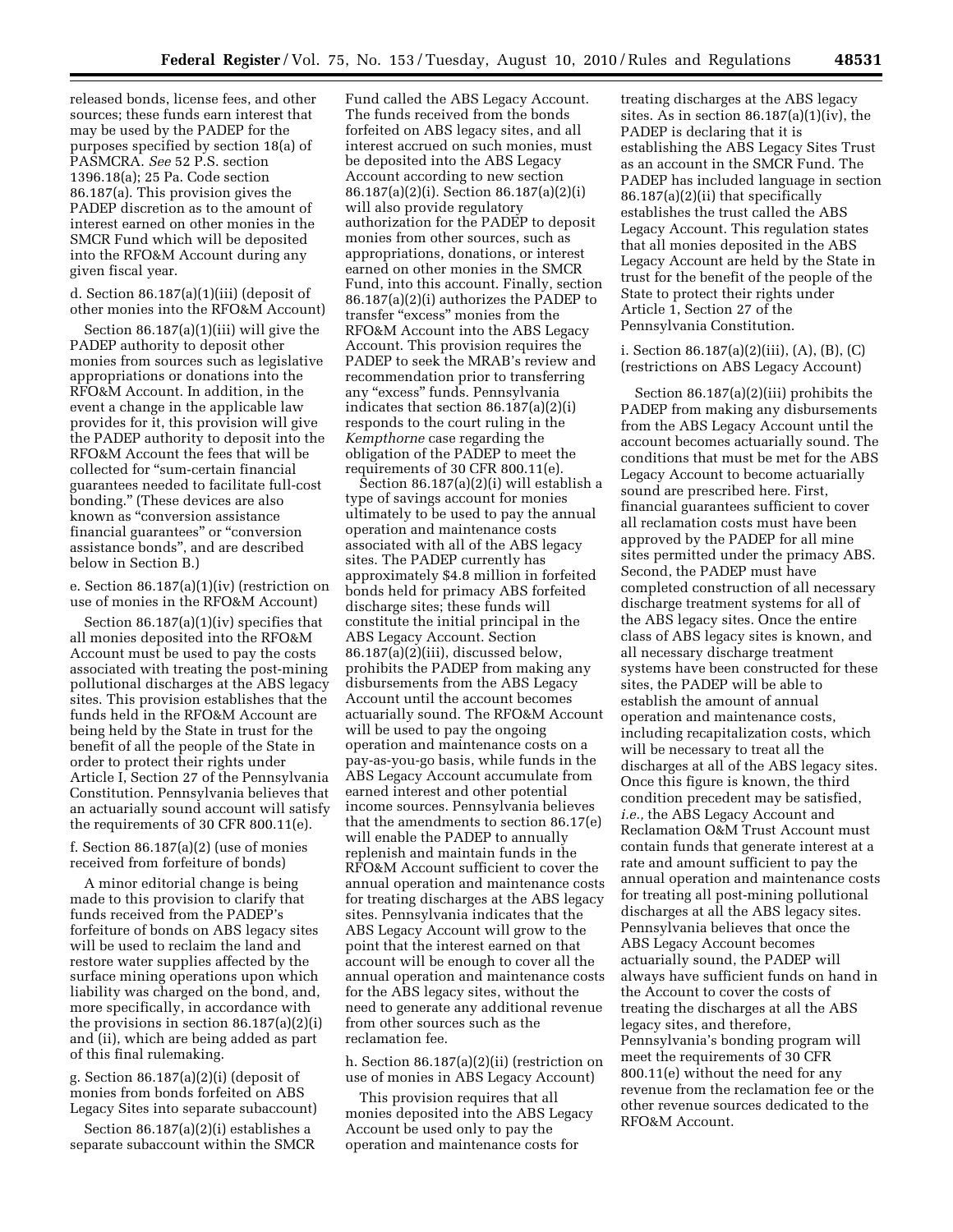released bonds, license fees, and other sources; these funds earn interest that may be used by the PADEP for the purposes specified by section 18(a) of PASMCRA. *See* 52 P.S. section 1396.18(a); 25 Pa. Code section 86.187(a). This provision gives the PADEP discretion as to the amount of interest earned on other monies in the SMCR Fund which will be deposited into the RFO&M Account during any given fiscal year.

d. Section 86.187(a)(1)(iii) (deposit of other monies into the RFO&M Account)

Section 86.187(a)(1)(iii) will give the PADEP authority to deposit other monies from sources such as legislative appropriations or donations into the RFO&M Account. In addition, in the event a change in the applicable law provides for it, this provision will give the PADEP authority to deposit into the RFO&M Account the fees that will be collected for "sum-certain financial guarantees needed to facilitate full-cost bonding." (These devices are also known as "conversion assistance financial guarantees" or "conversion assistance bonds", and are described below in Section B.)

e. Section 86.187(a)(1)(iv) (restriction on use of monies in the RFO&M Account)

Section 86.187(a)(1)(iv) specifies that all monies deposited into the RFO&M Account must be used to pay the costs associated with treating the post-mining pollutional discharges at the ABS legacy sites. This provision establishes that the funds held in the RFO&M Account are being held by the State in trust for the benefit of all the people of the State in order to protect their rights under Article I, Section 27 of the Pennsylvania Constitution. Pennsylvania believes that an actuarially sound account will satisfy the requirements of 30 CFR 800.11(e).

f. Section 86.187(a)(2) (use of monies received from forfeiture of bonds)

A minor editorial change is being made to this provision to clarify that funds received from the PADEP's forfeiture of bonds on ABS legacy sites will be used to reclaim the land and restore water supplies affected by the surface mining operations upon which liability was charged on the bond, and, more specifically, in accordance with the provisions in section 86.187(a)(2)(i) and (ii), which are being added as part of this final rulemaking.

g. Section 86.187(a)(2)(i) (deposit of monies from bonds forfeited on ABS Legacy Sites into separate subaccount)

Section 86.187(a)(2)(i) establishes a separate subaccount within the SMCR Fund called the ABS Legacy Account. The funds received from the bonds forfeited on ABS legacy sites, and all interest accrued on such monies, must be deposited into the ABS Legacy Account according to new section 86.187(a)(2)(i). Section 86.187(a)(2)(i) will also provide regulatory authorization for the PADEP to deposit monies from other sources, such as appropriations, donations, or interest earned on other monies in the SMCR Fund, into this account. Finally, section 86.187(a)(2)(i) authorizes the PADEP to transfer "excess" monies from the RFO&M Account into the ABS Legacy Account. This provision requires the PADEP to seek the MRAB's review and recommendation prior to transferring any "excess" funds. Pennsylvania indicates that section 86.187(a)(2)(i) responds to the court ruling in the *Kempthorne* case regarding the obligation of the PADEP to meet the requirements of 30 CFR 800.11(e).

Section 86.187(a)(2)(i) will establish a type of savings account for monies ultimately to be used to pay the annual operation and maintenance costs associated with all of the ABS legacy sites. The PADEP currently has approximately $4.8 million in forfeited bonds held for primacy ABS forfeited discharge sites; these funds will constitute the initial principal in the ABS Legacy Account. Section 86.187(a)(2)(iii), discussed below, prohibits the PADEP from making any disbursements from the ABS Legacy Account until the account becomes actuarially sound. The RFO&M Account will be used to pay the ongoing operation and maintenance costs on a pay-as-you-go basis, while funds in the ABS Legacy Account accumulate from earned interest and other potential income sources. Pennsylvania believes that the amendments to section 86.17(e) will enable the PADEP to annually replenish and maintain funds in the RFO&M Account sufficient to cover the annual operation and maintenance costs for treating discharges at the ABS legacy sites. Pennsylvania indicates that the ABS Legacy Account will grow to the point that the interest earned on that account will be enough to cover all the annual operation and maintenance costs for the ABS legacy sites, without the need to generate any additional revenue from other sources such as the reclamation fee.

h. Section 86.187(a)(2)(ii) (restriction on use of monies in ABS Legacy Account)

This provision requires that all monies deposited into the ABS Legacy Account be used only to pay the operation and maintenance costs for treating discharges at the ABS legacy sites. As in section 86.187(a)(1)(iv), the PADEP is declaring that it is establishing the ABS Legacy Sites Trust as an account in the SMCR Fund. The PADEP has included language in section 86.187(a)(2)(ii) that specifically establishes the trust called the ABS Legacy Account. This regulation states that all monies deposited in the ABS Legacy Account are held by the State in trust for the benefit of the people of the State to protect their rights under Article 1, Section 27 of the Pennsylvania Constitution.

i. Section 86.187(a)(2)(iii), (A), (B), (C) (restrictions on ABS Legacy Account)

Section 86.187(a)(2)(iii) prohibits the PADEP from making any disbursements from the ABS Legacy Account until the account becomes actuarially sound. The conditions that must be met for the ABS Legacy Account to become actuarially sound are prescribed here. First, financial guarantees sufficient to cover all reclamation costs must have been approved by the PADEP for all mine sites permitted under the primacy ABS. Second, the PADEP must have completed construction of all necessary discharge treatment systems for all of the ABS legacy sites. Once the entire class of ABS legacy sites is known, and all necessary discharge treatment systems have been constructed for these sites, the PADEP will be able to establish the amount of annual operation and maintenance costs, including recapitalization costs, which will be necessary to treat all the discharges at all of the ABS legacy sites. Once this figure is known, the third condition precedent may be satisfied, *i.e.,* the ABS Legacy Account and Reclamation O&M Trust Account must contain funds that generate interest at a rate and amount sufficient to pay the annual operation and maintenance costs for treating all post-mining pollutional discharges at all the ABS legacy sites. Pennsylvania believes that once the ABS Legacy Account becomes actuarially sound, the PADEP will always have sufficient funds on hand in the Account to cover the costs of treating the discharges at all the ABS legacy sites, and therefore, Pennsylvania's bonding program will meet the requirements of 30 CFR 800.11(e) without the need for any revenue from the reclamation fee or the other revenue sources dedicated to the RFO&M Account.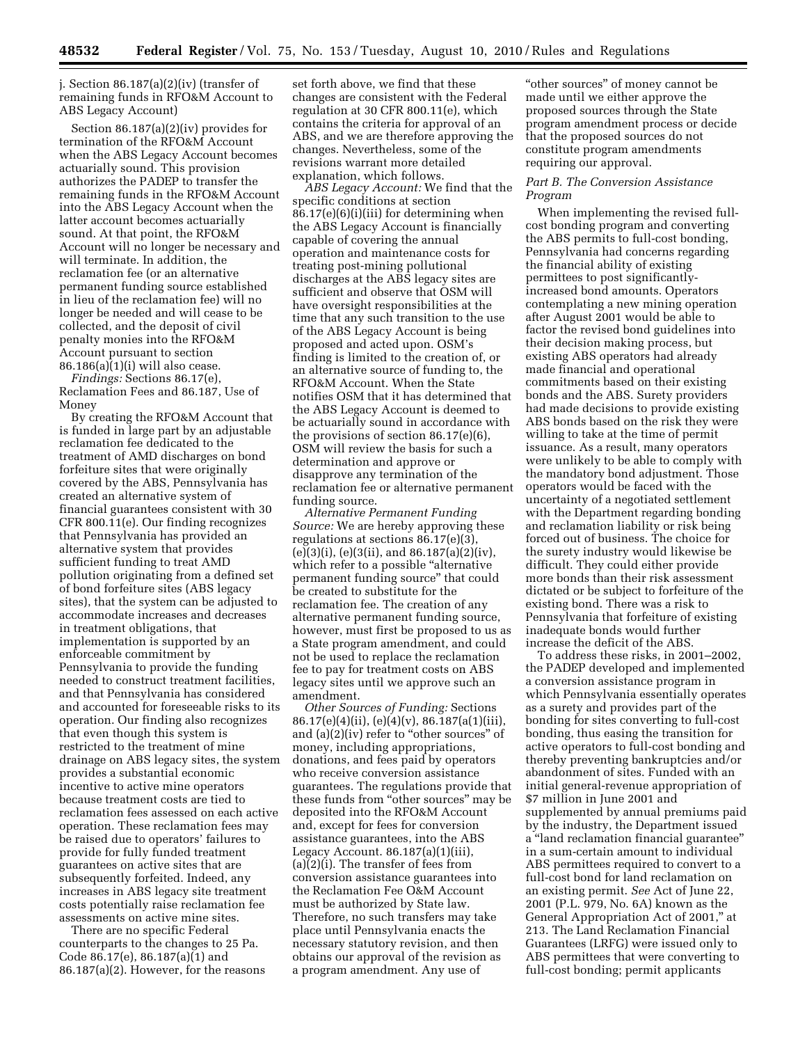j. Section 86.187(a)(2)(iv) (transfer of remaining funds in RFO&M Account to ABS Legacy Account)

Section 86.187(a)(2)(iv) provides for termination of the RFO&M Account when the ABS Legacy Account becomes actuarially sound. This provision authorizes the PADEP to transfer the remaining funds in the RFO&M Account into the ABS Legacy Account when the latter account becomes actuarially sound. At that point, the RFO&M Account will no longer be necessary and will terminate. In addition, the reclamation fee (or an alternative permanent funding source established in lieu of the reclamation fee) will no longer be needed and will cease to be collected, and the deposit of civil penalty monies into the RFO&M Account pursuant to section 86.186(a)(1)(i) will also cease.

*Findings:* Sections 86.17(e), Reclamation Fees and 86.187, Use of Money

By creating the RFO&M Account that is funded in large part by an adjustable reclamation fee dedicated to the treatment of AMD discharges on bond forfeiture sites that were originally covered by the ABS, Pennsylvania has created an alternative system of financial guarantees consistent with 30 CFR 800.11(e). Our finding recognizes that Pennsylvania has provided an alternative system that provides sufficient funding to treat AMD pollution originating from a defined set of bond forfeiture sites (ABS legacy sites), that the system can be adjusted to accommodate increases and decreases in treatment obligations, that implementation is supported by an enforceable commitment by Pennsylvania to provide the funding needed to construct treatment facilities, and that Pennsylvania has considered and accounted for foreseeable risks to its operation. Our finding also recognizes that even though this system is restricted to the treatment of mine drainage on ABS legacy sites, the system provides a substantial economic incentive to active mine operators because treatment costs are tied to reclamation fees assessed on each active operation. These reclamation fees may be raised due to operators' failures to provide for fully funded treatment guarantees on active sites that are subsequently forfeited. Indeed, any increases in ABS legacy site treatment costs potentially raise reclamation fee assessments on active mine sites.

There are no specific Federal counterparts to the changes to 25 Pa. Code 86.17(e), 86.187(a)(1) and 86.187(a)(2). However, for the reasons set forth above, we find that these changes are consistent with the Federal regulation at 30 CFR 800.11(e), which contains the criteria for approval of an ABS, and we are therefore approving the changes. Nevertheless, some of the revisions warrant more detailed explanation, which follows.

*ABS Legacy Account:* We find that the specific conditions at section 86.17(e)(6)(i)(iii) for determining when the ABS Legacy Account is financially capable of covering the annual operation and maintenance costs for treating post-mining pollutional discharges at the ABS legacy sites are sufficient and observe that OSM will have oversight responsibilities at the time that any such transition to the use of the ABS Legacy Account is being proposed and acted upon. OSM's finding is limited to the creation of, or an alternative source of funding to, the RFO&M Account. When the State notifies OSM that it has determined that the ABS Legacy Account is deemed to be actuarially sound in accordance with the provisions of section 86.17(e)(6), OSM will review the basis for such a determination and approve or disapprove any termination of the reclamation fee or alternative permanent funding source.

*Alternative Permanent Funding Source:* We are hereby approving these regulations at sections 86.17(e)(3), (e)(3)(i), (e)(3(ii), and 86.187(a)(2)(iv), which refer to a possible "alternative permanent funding source" that could be created to substitute for the reclamation fee. The creation of any alternative permanent funding source, however, must first be proposed to us as a State program amendment, and could not be used to replace the reclamation fee to pay for treatment costs on ABS legacy sites until we approve such an amendment.

*Other Sources of Funding:* Sections 86.17(e)(4)(ii), (e)(4)(v), 86.187(a(1)(iii), and (a)(2)(iv) refer to "other sources" of money, including appropriations, donations, and fees paid by operators who receive conversion assistance guarantees. The regulations provide that these funds from "other sources" may be deposited into the RFO&M Account and, except for fees for conversion assistance guarantees, into the ABS Legacy Account. 86.187(a)(1)(iii), (a)(2)(i). The transfer of fees from conversion assistance guarantees into the Reclamation Fee O&M Account must be authorized by State law. Therefore, no such transfers may take place until Pennsylvania enacts the necessary statutory revision, and then obtains our approval of the revision as a program amendment. Any use of "other sources" of money cannot be made until we either approve the proposed sources through the State program amendment process or decide that the proposed sources do not constitute program amendments requiring our approval.

### *Part B. The Conversion Assistance Program*

When implementing the revised full-cost bonding program and converting the ABS permits to full-cost bonding, Pennsylvania had concerns regarding the financial ability of existing permittees to post significantly-increased bond amounts. Operators contemplating a new mining operation after August 2001 would be able to factor the revised bond guidelines into their decision making process, but existing ABS operators had already made financial and operational commitments based on their existing bonds and the ABS. Surety providers had made decisions to provide existing ABS bonds based on the risk they were willing to take at the time of permit issuance. As a result, many operators were unlikely to be able to comply with the mandatory bond adjustment. Those operators would be faced with the uncertainty of a negotiated settlement with the Department regarding bonding and reclamation liability or risk being forced out of business. The choice for the surety industry would likewise be difficult. They could either provide more bonds than their risk assessment dictated or be subject to forfeiture of the existing bond. There was a risk to Pennsylvania that forfeiture of existing inadequate bonds would further increase the deficit of the ABS.

To address these risks, in 2001–2002, the PADEP developed and implemented a conversion assistance program in which Pennsylvania essentially operates as a surety and provides part of the bonding for sites converting to full-cost bonding, thus easing the transition for active operators to full-cost bonding and thereby preventing bankruptcies and/or abandonment of sites. Funded with an initial general-revenue appropriation of $7 million in June 2001 and supplemented by annual premiums paid by the industry, the Department issued a "land reclamation financial guarantee" in a sum-certain amount to individual ABS permittees required to convert to a full-cost bond for land reclamation on an existing permit. *See* Act of June 22, 2001 (P.L. 979, No. 6A) known as the General Appropriation Act of 2001," at 213. The Land Reclamation Financial Guarantees (LRFG) were issued only to ABS permittees that were converting to full-cost bonding; permit applicants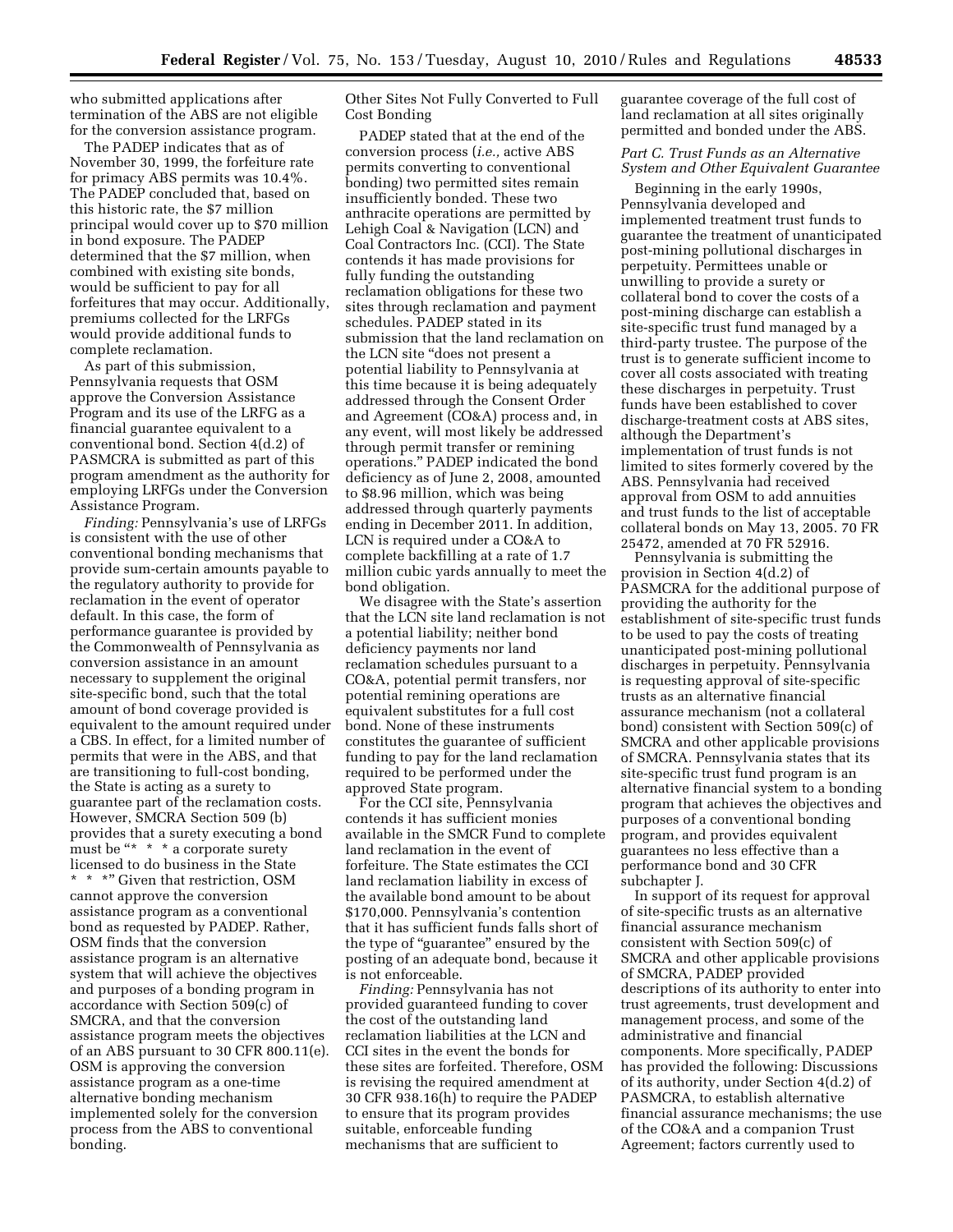who submitted applications after termination of the ABS are not eligible for the conversion assistance program.

The PADEP indicates that as of November 30, 1999, the forfeiture rate for primacy ABS permits was 10.4%. The PADEP concluded that, based on this historic rate, the $7 million principal would cover up to $70 million in bond exposure. The PADEP determined that the $7 million, when combined with existing site bonds, would be sufficient to pay for all forfeitures that may occur. Additionally, premiums collected for the LRFGs would provide additional funds to complete reclamation.

As part of this submission, Pennsylvania requests that OSM approve the Conversion Assistance Program and its use of the LRFG as a financial guarantee equivalent to a conventional bond. Section 4(d.2) of PASMCRA is submitted as part of this program amendment as the authority for employing LRFGs under the Conversion Assistance Program.

*Finding:* Pennsylvania's use of LRFGs is consistent with the use of other conventional bonding mechanisms that provide sum-certain amounts payable to the regulatory authority to provide for reclamation in the event of operator default. In this case, the form of performance guarantee is provided by the Commonwealth of Pennsylvania as conversion assistance in an amount necessary to supplement the original site-specific bond, such that the total amount of bond coverage provided is equivalent to the amount required under a CBS. In effect, for a limited number of permits that were in the ABS, and that are transitioning to full-cost bonding, the State is acting as a surety to guarantee part of the reclamation costs. However, SMCRA Section 509 (b) provides that a surety executing a bond must be "* * * a corporate surety licensed to do business in the State * * *" Given that restriction, OSM cannot approve the conversion assistance program as a conventional bond as requested by PADEP. Rather, OSM finds that the conversion assistance program is an alternative system that will achieve the objectives and purposes of a bonding program in accordance with Section 509(c) of SMCRA, and that the conversion assistance program meets the objectives of an ABS pursuant to 30 CFR 800.11(e). OSM is approving the conversion assistance program as a one-time alternative bonding mechanism implemented solely for the conversion process from the ABS to conventional bonding.

Other Sites Not Fully Converted to Full Cost Bonding

PADEP stated that at the end of the conversion process (*i.e.,* active ABS permits converting to conventional bonding) two permitted sites remain insufficiently bonded. These two anthracite operations are permitted by Lehigh Coal & Navigation (LCN) and Coal Contractors Inc. (CCI). The State contends it has made provisions for fully funding the outstanding reclamation obligations for these two sites through reclamation and payment schedules. PADEP stated in its submission that the land reclamation on the LCN site "does not present a potential liability to Pennsylvania at this time because it is being adequately addressed through the Consent Order and Agreement (CO&A) process and, in any event, will most likely be addressed through permit transfer or remining operations." PADEP indicated the bond deficiency as of June 2, 2008, amounted to $8.96 million, which was being addressed through quarterly payments ending in December 2011. In addition, LCN is required under a CO&A to complete backfilling at a rate of 1.7 million cubic yards annually to meet the bond obligation.

We disagree with the State's assertion that the LCN site land reclamation is not a potential liability; neither bond deficiency payments nor land reclamation schedules pursuant to a CO&A, potential permit transfers, nor potential remining operations are equivalent substitutes for a full cost bond. None of these instruments constitutes the guarantee of sufficient funding to pay for the land reclamation required to be performed under the approved State program.

For the CCI site, Pennsylvania contends it has sufficient monies available in the SMCR Fund to complete land reclamation in the event of forfeiture. The State estimates the CCI land reclamation liability in excess of the available bond amount to be about $170,000. Pennsylvania's contention that it has sufficient funds falls short of the type of "guarantee" ensured by the posting of an adequate bond, because it is not enforceable.

*Finding:* Pennsylvania has not provided guaranteed funding to cover the cost of the outstanding land reclamation liabilities at the LCN and CCI sites in the event the bonds for these sites are forfeited. Therefore, OSM is revising the required amendment at 30 CFR 938.16(h) to require the PADEP to ensure that its program provides suitable, enforceable funding mechanisms that are sufficient to guarantee coverage of the full cost of land reclamation at all sites originally permitted and bonded under the ABS.

### *Part C. Trust Funds as an Alternative System and Other Equivalent Guarantee*

Beginning in the early 1990s, Pennsylvania developed and implemented treatment trust funds to guarantee the treatment of unanticipated post-mining pollutional discharges in perpetuity. Permittees unable or unwilling to provide a surety or collateral bond to cover the costs of a post-mining discharge can establish a site-specific trust fund managed by a third-party trustee. The purpose of the trust is to generate sufficient income to cover all costs associated with treating these discharges in perpetuity. Trust funds have been established to cover discharge-treatment costs at ABS sites, although the Department's implementation of trust funds is not limited to sites formerly covered by the ABS. Pennsylvania had received approval from OSM to add annuities and trust funds to the list of acceptable collateral bonds on May 13, 2005. 70 FR 25472, amended at 70 FR 52916.

Pennsylvania is submitting the provision in Section 4(d.2) of PASMCRA for the additional purpose of providing the authority for the establishment of site-specific trust funds to be used to pay the costs of treating unanticipated post-mining pollutional discharges in perpetuity. Pennsylvania is requesting approval of site-specific trusts as an alternative financial assurance mechanism (not a collateral bond) consistent with Section 509(c) of SMCRA and other applicable provisions of SMCRA. Pennsylvania states that its site-specific trust fund program is an alternative financial system to a bonding program that achieves the objectives and purposes of a conventional bonding program, and provides equivalent guarantees no less effective than a performance bond and 30 CFR subchapter J.

In support of its request for approval of site-specific trusts as an alternative financial assurance mechanism consistent with Section 509(c) of SMCRA and other applicable provisions of SMCRA, PADEP provided descriptions of its authority to enter into trust agreements, trust development and management process, and some of the administrative and financial components. More specifically, PADEP has provided the following: Discussions of its authority, under Section 4(d.2) of PASMCRA, to establish alternative financial assurance mechanisms; the use of the CO&A and a companion Trust Agreement; factors currently used to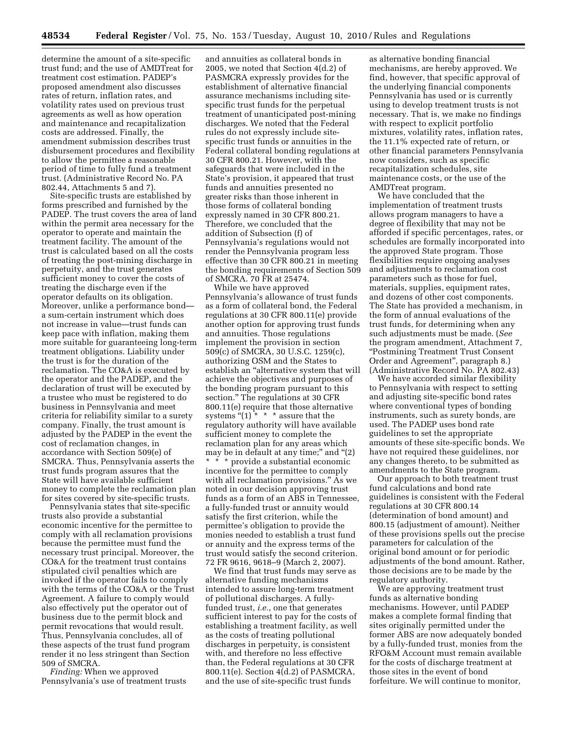determine the amount of a site-specific trust fund; and the use of AMDTreat for treatment cost estimation. PADEP's proposed amendment also discusses rates of return, inflation rates, and volatility rates used on previous trust agreements as well as how operation and maintenance and recapitalization costs are addressed. Finally, the amendment submission describes trust disbursement procedures and flexibility to allow the permittee a reasonable period of time to fully fund a treatment trust. (Administrative Record No. PA 802.44, Attachments 5 and 7).

Site-specific trusts are established by forms prescribed and furnished by the PADEP. The trust covers the area of land within the permit area necessary for the operator to operate and maintain the treatment facility. The amount of the trust is calculated based on all the costs of treating the post-mining discharge in perpetuity, and the trust generates sufficient money to cover the costs of treating the discharge even if the operator defaults on its obligation. Moreover, unlike a performance bond—a sum-certain instrument which does not increase in value—trust funds can keep pace with inflation, making them more suitable for guaranteeing long-term treatment obligations. Liability under the trust is for the duration of the reclamation. The CO&A is executed by the operator and the PADEP, and the declaration of trust will be executed by a trustee who must be registered to do business in Pennsylvania and meet criteria for reliability similar to a surety company. Finally, the trust amount is adjusted by the PADEP in the event the cost of reclamation changes, in accordance with Section 509(e) of SMCRA. Thus, Pennsylvania asserts the trust funds program assures that the State will have available sufficient money to complete the reclamation plan for sites covered by site-specific trusts.

Pennsylvania states that site-specific trusts also provide a substantial economic incentive for the permittee to comply with all reclamation provisions because the permittee must fund the necessary trust principal. Moreover, the CO&A for the treatment trust contains stipulated civil penalties which are invoked if the operator fails to comply with the terms of the CO&A or the Trust Agreement. A failure to comply would also effectively put the operator out of business due to the permit block and permit revocations that would result. Thus, Pennsylvania concludes, all of these aspects of the trust fund program render it no less stringent than Section 509 of SMCRA.

*Finding:* When we approved Pennsylvania's use of treatment trusts and annuities as collateral bonds in 2005, we noted that Section 4(d.2) of PASMCRA expressly provides for the establishment of alternative financial assurance mechanisms including site-specific trust funds for the perpetual treatment of unanticipated post-mining discharges. We noted that the Federal rules do not expressly include site-specific trust funds or annuities in the Federal collateral bonding regulations at 30 CFR 800.21. However, with the safeguards that were included in the State's provision, it appeared that trust funds and annuities presented no greater risks than those inherent in those forms of collateral bonding expressly named in 30 CFR 800.21. Therefore, we concluded that the addition of Subsection (f) of Pennsylvania's regulations would not render the Pennsylvania program less effective than 30 CFR 800.21 in meeting the bonding requirements of Section 509 of SMCRA. 70 FR at 25474.

While we have approved Pennsylvania's allowance of trust funds as a form of collateral bond, the Federal regulations at 30 CFR 800.11(e) provide another option for approving trust funds and annuities. Those regulations implement the provision in section 509(c) of SMCRA, 30 U.S.C. 1259(c), authorizing OSM and the States to establish an "alternative system that will achieve the objectives and purposes of the bonding program pursuant to this section." The regulations at 30 CFR 800.11(e) require that those alternative systems "(1) * * * assure that the regulatory authority will have available sufficient money to complete the reclamation plan for any areas which may be in default at any time;" and "(2) * * * provide a substantial economic incentive for the permittee to comply with all reclamation provisions." As we noted in our decision approving trust funds as a form of an ABS in Tennessee, a fully-funded trust or annuity would satisfy the first criterion, while the permittee's obligation to provide the monies needed to establish a trust fund or annuity and the express terms of the trust would satisfy the second criterion. 72 FR 9616, 9618–9 (March 2, 2007).

We find that trust funds may serve as alternative funding mechanisms intended to assure long-term treatment of pollutional discharges. A fully-funded trust, *i.e.*, one that generates sufficient interest to pay for the costs of establishing a treatment facility, as well as the costs of treating pollutional discharges in perpetuity, is consistent with, and therefore no less effective than, the Federal regulations at 30 CFR 800.11(e). Section 4(d.2) of PASMCRA, and the use of site-specific trust funds as alternative bonding financial mechanisms, are hereby approved. We find, however, that specific approval of the underlying financial components Pennsylvania has used or is currently using to develop treatment trusts is not necessary. That is, we make no findings with respect to explicit portfolio mixtures, volatility rates, inflation rates, the 11.1% expected rate of return, or other financial parameters Pennsylvania now considers, such as specific recapitalization schedules, site maintenance costs, or the use of the AMDTreat program.

We have concluded that the implementation of treatment trusts allows program managers to have a degree of flexibility that may not be afforded if specific percentages, rates, or schedules are formally incorporated into the approved State program. Those flexibilities require ongoing analyses and adjustments to reclamation cost parameters such as those for fuel, materials, supplies, equipment rates, and dozens of other cost components. The State has provided a mechanism, in the form of annual evaluations of the trust funds, for determining when any such adjustments must be made. (*See* the program amendment, Attachment 7, "Postmining Treatment Trust Consent Order and Agreement", paragraph 8.) (Administrative Record No. PA 802.43)

We have accorded similar flexibility to Pennsylvania with respect to setting and adjusting site-specific bond rates where conventional types of bonding instruments, such as surety bonds, are used. The PADEP uses bond rate guidelines to set the appropriate amounts of these site-specific bonds. We have not required these guidelines, nor any changes thereto, to be submitted as amendments to the State program.

Our approach to both treatment trust fund calculations and bond rate guidelines is consistent with the Federal regulations at 30 CFR 800.14 (determination of bond amount) and 800.15 (adjustment of amount). Neither of these provisions spells out the precise parameters for calculation of the original bond amount or for periodic adjustments of the bond amount. Rather, those decisions are to be made by the regulatory authority.

We are approving treatment trust funds as alternative bonding mechanisms. However, until PADEP makes a complete formal finding that sites originally permitted under the former ABS are now adequately bonded by a fully-funded trust, monies from the RFO&M Account must remain available for the costs of discharge treatment at those sites in the event of bond forfeiture. We will continue to monitor,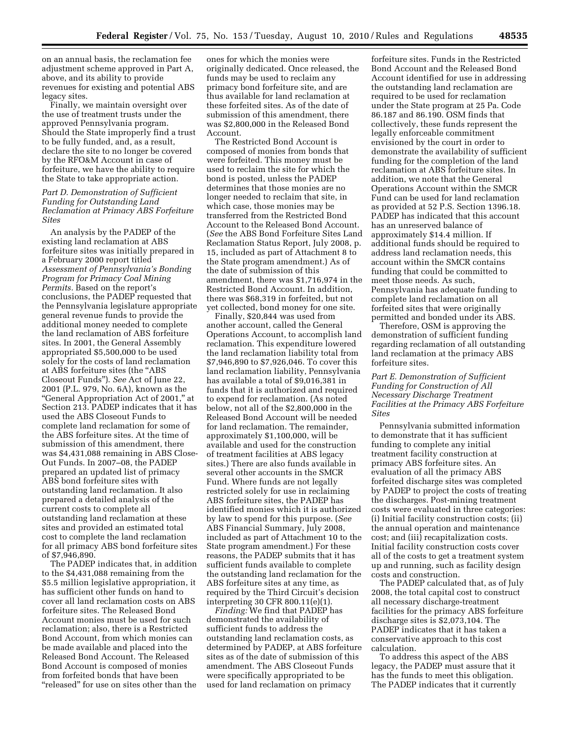on an annual basis, the reclamation fee adjustment scheme approved in Part A, above, and its ability to provide revenues for existing and potential ABS legacy sites.

Finally, we maintain oversight over the use of treatment trusts under the approved Pennsylvania program. Should the State improperly find a trust to be fully funded, and, as a result, declare the site to no longer be covered by the RFO&M Account in case of forfeiture, we have the ability to require the State to take appropriate action.

### *Part D. Demonstration of Sufficient Funding for Outstanding Land Reclamation at Primacy ABS Forfeiture Sites*

An analysis by the PADEP of the existing land reclamation at ABS forfeiture sites was initially prepared in a February 2000 report titled *Assessment of Pennsylvania's Bonding Program for Primacy Coal Mining Permits.* Based on the report's conclusions, the PADEP requested that the Pennsylvania legislature appropriate general revenue funds to provide the additional money needed to complete the land reclamation of ABS forfeiture sites. In 2001, the General Assembly appropriated $5,500,000 to be used solely for the costs of land reclamation at ABS forfeiture sites (the "ABS Closeout Funds"). *See* Act of June 22, 2001 (P.L. 979, No. 6A), known as the "General Appropriation Act of 2001," at Section 213. PADEP indicates that it has used the ABS Closeout Funds to complete land reclamation for some of the ABS forfeiture sites. At the time of submission of this amendment, there was $4,431,088 remaining in ABS Close-Out Funds. In 2007–08, the PADEP prepared an updated list of primacy ABS bond forfeiture sites with outstanding land reclamation. It also prepared a detailed analysis of the current costs to complete all outstanding land reclamation at these sites and provided an estimated total cost to complete the land reclamation for all primacy ABS bond forfeiture sites of $7,946,890.

The PADEP indicates that, in addition to the $4,431,088 remaining from the $5.5 million legislative appropriation, it has sufficient other funds on hand to cover all land reclamation costs on ABS forfeiture sites. The Released Bond Account monies must be used for such reclamation; also, there is a Restricted Bond Account, from which monies can be made available and placed into the Released Bond Account. The Released Bond Account is composed of monies from forfeited bonds that have been "released" for use on sites other than the ones for which the monies were originally dedicated. Once released, the funds may be used to reclaim any primacy bond forfeiture site, and are thus available for land reclamation at these forfeited sites. As of the date of submission of this amendment, there was $2,800,000 in the Released Bond Account.

The Restricted Bond Account is composed of monies from bonds that were forfeited. This money must be used to reclaim the site for which the bond is posted, unless the PADEP determines that those monies are no longer needed to reclaim that site, in which case, those monies may be transferred from the Restricted Bond Account to the Released Bond Account. (*See* the ABS Bond Forfeiture Sites Land Reclamation Status Report, July 2008, p. 15, included as part of Attachment 8 to the State program amendment.) As of the date of submission of this amendment, there was $1,716,974 in the Restricted Bond Account. In addition, there was $68,319 in forfeited, but not yet collected, bond money for one site.

Finally, $20,844 was used from another account, called the General Operations Account, to accomplish land reclamation. This expenditure lowered the land reclamation liability total from $7,946,890 to $7,926,046. To cover this land reclamation liability, Pennsylvania has available a total of $9,016,381 in funds that it is authorized and required to expend for reclamation. (As noted below, not all of the $2,800,000 in the Released Bond Account will be needed for land reclamation. The remainder, approximately $1,100,000, will be available and used for the construction of treatment facilities at ABS legacy sites.) There are also funds available in several other accounts in the SMCR Fund. Where funds are not legally restricted solely for use in reclaiming ABS forfeiture sites, the PADEP has identified monies which it is authorized by law to spend for this purpose. (*See* ABS Financial Summary, July 2008, included as part of Attachment 10 to the State program amendment.) For these reasons, the PADEP submits that it has sufficient funds available to complete the outstanding land reclamation for the ABS forfeiture sites at any time, as required by the Third Circuit's decision interpreting 30 CFR 800.11(e)(1).

*Finding:* We find that PADEP has demonstrated the availability of sufficient funds to address the outstanding land reclamation costs, as determined by PADEP, at ABS forfeiture sites as of the date of submission of this amendment. The ABS Closeout Funds were specifically appropriated to be used for land reclamation on primacy forfeiture sites. Funds in the Restricted Bond Account and the Released Bond Account identified for use in addressing the outstanding land reclamation are required to be used for reclamation under the State program at 25 Pa. Code 86.187 and 86.190. OSM finds that collectively, these funds represent the legally enforceable commitment envisioned by the court in order to demonstrate the availability of sufficient funding for the completion of the land reclamation at ABS forfeiture sites. In addition, we note that the General Operations Account within the SMCR Fund can be used for land reclamation as provided at 52 P.S. Section 1396.18. PADEP has indicated that this account has an unreserved balance of approximately $14.4 million. If additional funds should be required to address land reclamation needs, this account within the SMCR contains funding that could be committed to meet those needs. As such, Pennsylvania has adequate funding to complete land reclamation on all forfeited sites that were originally permitted and bonded under its ABS.

Therefore, OSM is approving the demonstration of sufficient funding regarding reclamation of all outstanding land reclamation at the primacy ABS forfeiture sites.

### *Part E. Demonstration of Sufficient Funding for Construction of All Necessary Discharge Treatment Facilities at the Primacy ABS Forfeiture Sites*

Pennsylvania submitted information to demonstrate that it has sufficient funding to complete any initial treatment facility construction at primacy ABS forfeiture sites. An evaluation of all the primacy ABS forfeited discharge sites was completed by PADEP to project the costs of treating the discharges. Post-mining treatment costs were evaluated in three categories: (i) Initial facility construction costs; (ii) the annual operation and maintenance cost; and (iii) recapitalization costs. Initial facility construction costs cover all of the costs to get a treatment system up and running, such as facility design costs and construction.

The PADEP calculated that, as of July 2008, the total capital cost to construct all necessary discharge-treatment facilities for the primacy ABS forfeiture discharge sites is $2,073,104. The PADEP indicates that it has taken a conservative approach to this cost calculation.

To address this aspect of the ABS legacy, the PADEP must assure that it has the funds to meet this obligation. The PADEP indicates that it currently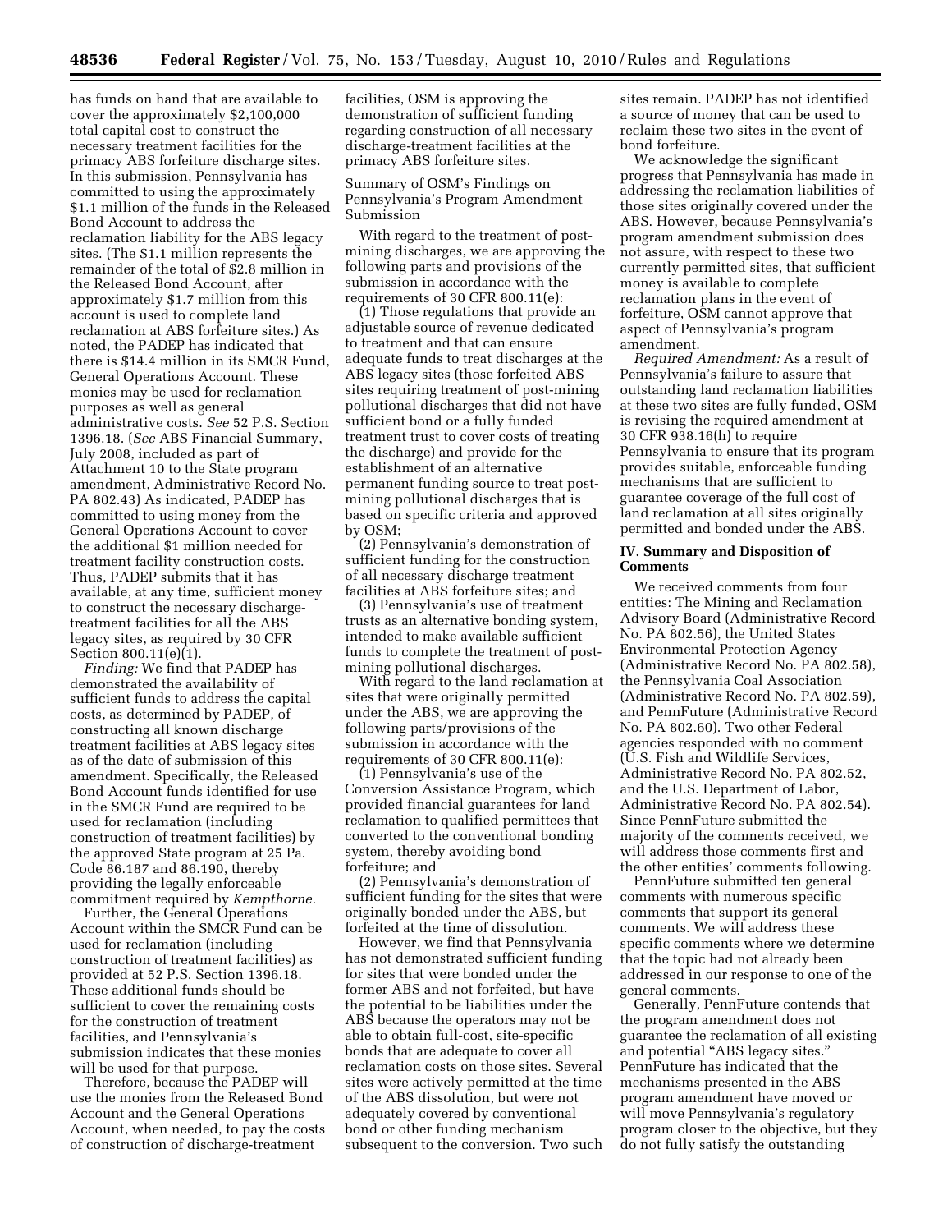has funds on hand that are available to cover the approximately $2,100,000 total capital cost to construct the necessary treatment facilities for the primacy ABS forfeiture discharge sites. In this submission, Pennsylvania has committed to using the approximately $1.1 million of the funds in the Released Bond Account to address the reclamation liability for the ABS legacy sites. (The $1.1 million represents the remainder of the total of $2.8 million in the Released Bond Account, after approximately $1.7 million from this account is used to complete land reclamation at ABS forfeiture sites.) As noted, the PADEP has indicated that there is $14.4 million in its SMCR Fund, General Operations Account. These monies may be used for reclamation purposes as well as general administrative costs. *See* 52 P.S. Section 1396.18. (*See* ABS Financial Summary, July 2008, included as part of Attachment 10 to the State program amendment, Administrative Record No. PA 802.43) As indicated, PADEP has committed to using money from the General Operations Account to cover the additional $1 million needed for treatment facility construction costs. Thus, PADEP submits that it has available, at any time, sufficient money to construct the necessary discharge-treatment facilities for all the ABS legacy sites, as required by 30 CFR Section 800.11(e)(1).

*Finding:* We find that PADEP has demonstrated the availability of sufficient funds to address the capital costs, as determined by PADEP, of constructing all known discharge treatment facilities at ABS legacy sites as of the date of submission of this amendment. Specifically, the Released Bond Account funds identified for use in the SMCR Fund are required to be used for reclamation (including construction of treatment facilities) by the approved State program at 25 Pa. Code 86.187 and 86.190, thereby providing the legally enforceable commitment required by *Kempthorne.*

Further, the General Operations Account within the SMCR Fund can be used for reclamation (including construction of treatment facilities) as provided at 52 P.S. Section 1396.18. These additional funds should be sufficient to cover the remaining costs for the construction of treatment facilities, and Pennsylvania's submission indicates that these monies will be used for that purpose.

Therefore, because the PADEP will use the monies from the Released Bond Account and the General Operations Account, when needed, to pay the costs of construction of discharge-treatment facilities, OSM is approving the demonstration of sufficient funding regarding construction of all necessary discharge-treatment facilities at the primacy ABS forfeiture sites.

Summary of OSM's Findings on Pennsylvania's Program Amendment Submission

With regard to the treatment of post-mining discharges, we are approving the following parts and provisions of the submission in accordance with the requirements of 30 CFR 800.11(e):

(1) Those regulations that provide an adjustable source of revenue dedicated to treatment and that can ensure adequate funds to treat discharges at the ABS legacy sites (those forfeited ABS sites requiring treatment of post-mining pollutional discharges that did not have sufficient bond or a fully funded treatment trust to cover costs of treating the discharge) and provide for the establishment of an alternative permanent funding source to treat post-mining pollutional discharges that is based on specific criteria and approved by OSM;

(2) Pennsylvania's demonstration of sufficient funding for the construction of all necessary discharge treatment facilities at ABS forfeiture sites; and

(3) Pennsylvania's use of treatment trusts as an alternative bonding system, intended to make available sufficient funds to complete the treatment of post-mining pollutional discharges.

With regard to the land reclamation at sites that were originally permitted under the ABS, we are approving the following parts/provisions of the submission in accordance with the requirements of 30 CFR 800.11(e):

(1) Pennsylvania's use of the Conversion Assistance Program, which provided financial guarantees for land reclamation to qualified permittees that converted to the conventional bonding system, thereby avoiding bond forfeiture; and

(2) Pennsylvania's demonstration of sufficient funding for the sites that were originally bonded under the ABS, but forfeited at the time of dissolution.

However, we find that Pennsylvania has not demonstrated sufficient funding for sites that were bonded under the former ABS and not forfeited, but have the potential to be liabilities under the ABS because the operators may not be able to obtain full-cost, site-specific bonds that are adequate to cover all reclamation costs on those sites. Several sites were actively permitted at the time of the ABS dissolution, but were not adequately covered by conventional bond or other funding mechanism subsequent to the conversion. Two such sites remain. PADEP has not identified a source of money that can be used to reclaim these two sites in the event of bond forfeiture.

We acknowledge the significant progress that Pennsylvania has made in addressing the reclamation liabilities of those sites originally covered under the ABS. However, because Pennsylvania's program amendment submission does not assure, with respect to these two currently permitted sites, that sufficient money is available to complete reclamation plans in the event of forfeiture, OSM cannot approve that aspect of Pennsylvania's program amendment.

*Required Amendment:* As a result of Pennsylvania's failure to assure that outstanding land reclamation liabilities at these two sites are fully funded, OSM is revising the required amendment at 30 CFR 938.16(h) to require Pennsylvania to ensure that its program provides suitable, enforceable funding mechanisms that are sufficient to guarantee coverage of the full cost of land reclamation at all sites originally permitted and bonded under the ABS.

## IV. Summary and Disposition of Comments

We received comments from four entities: The Mining and Reclamation Advisory Board (Administrative Record No. PA 802.56), the United States Environmental Protection Agency (Administrative Record No. PA 802.58), the Pennsylvania Coal Association (Administrative Record No. PA 802.59), and PennFuture (Administrative Record No. PA 802.60). Two other Federal agencies responded with no comment (U.S. Fish and Wildlife Services, Administrative Record No. PA 802.52, and the U.S. Department of Labor, Administrative Record No. PA 802.54). Since PennFuture submitted the majority of the comments received, we will address those comments first and the other entities' comments following.

PennFuture submitted ten general comments with numerous specific comments that support its general comments. We will address these specific comments where we determine that the topic had not already been addressed in our response to one of the general comments.

Generally, PennFuture contends that the program amendment does not guarantee the reclamation of all existing and potential "ABS legacy sites." PennFuture has indicated that the mechanisms presented in the ABS program amendment have moved or will move Pennsylvania's regulatory program closer to the objective, but they do not fully satisfy the outstanding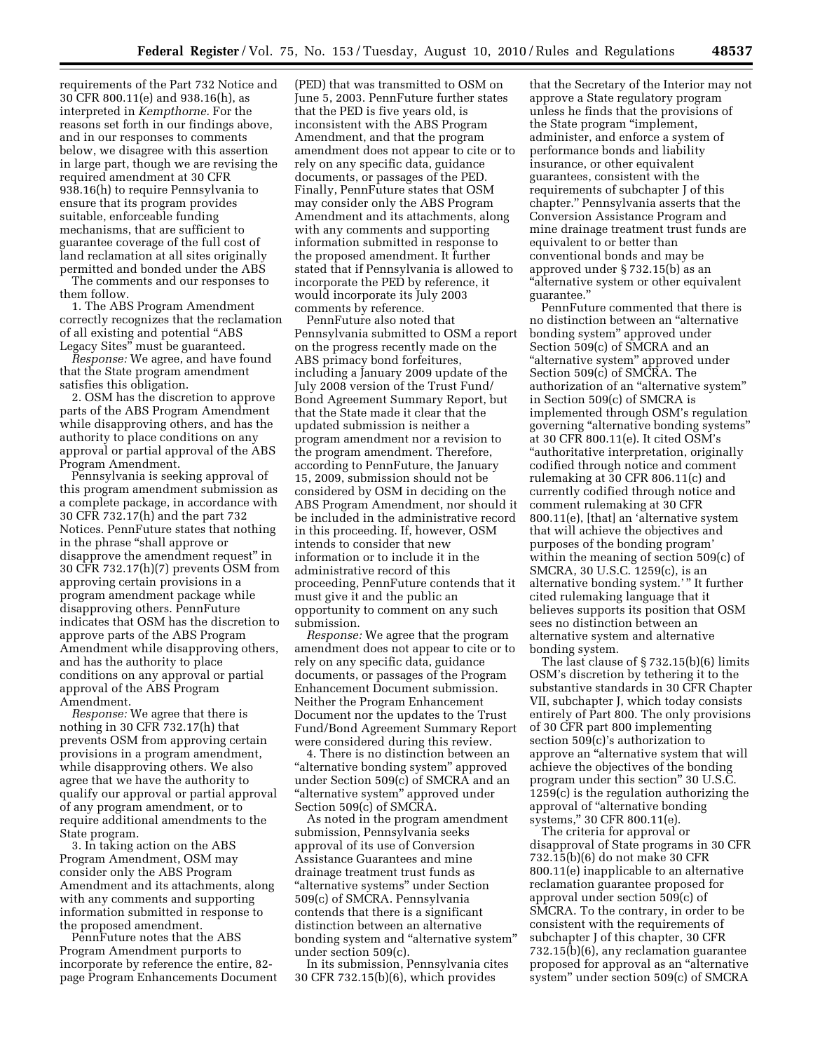requirements of the Part 732 Notice and 30 CFR 800.11(e) and 938.16(h), as interpreted in *Kempthorne.* For the reasons set forth in our findings above, and in our responses to comments below, we disagree with this assertion in large part, though we are revising the required amendment at 30 CFR 938.16(h) to require Pennsylvania to ensure that its program provides suitable, enforceable funding mechanisms, that are sufficient to guarantee coverage of the full cost of land reclamation at all sites originally permitted and bonded under the ABS

The comments and our responses to them follow.

1. The ABS Program Amendment correctly recognizes that the reclamation of all existing and potential "ABS Legacy Sites" must be guaranteed.

*Response:* We agree, and have found that the State program amendment satisfies this obligation.

2. OSM has the discretion to approve parts of the ABS Program Amendment while disapproving others, and has the authority to place conditions on any approval or partial approval of the ABS Program Amendment.

Pennsylvania is seeking approval of this program amendment submission as a complete package, in accordance with 30 CFR 732.17(h) and the part 732 Notices. PennFuture states that nothing in the phrase "shall approve or disapprove the amendment request" in 30 CFR 732.17(h)(7) prevents OSM from approving certain provisions in a program amendment package while disapproving others. PennFuture indicates that OSM has the discretion to approve parts of the ABS Program Amendment while disapproving others, and has the authority to place conditions on any approval or partial approval of the ABS Program Amendment.

*Response:* We agree that there is nothing in 30 CFR 732.17(h) that prevents OSM from approving certain provisions in a program amendment, while disapproving others. We also agree that we have the authority to qualify our approval or partial approval of any program amendment, or to require additional amendments to the State program.

3. In taking action on the ABS Program Amendment, OSM may consider only the ABS Program Amendment and its attachments, along with any comments and supporting information submitted in response to the proposed amendment.

PennFuture notes that the ABS Program Amendment purports to incorporate by reference the entire, 82-page Program Enhancements Document (PED) that was transmitted to OSM on June 5, 2003. PennFuture further states that the PED is five years old, is inconsistent with the ABS Program Amendment, and that the program amendment does not appear to cite or to rely on any specific data, guidance documents, or passages of the PED. Finally, PennFuture states that OSM may consider only the ABS Program Amendment and its attachments, along with any comments and supporting information submitted in response to the proposed amendment. It further stated that if Pennsylvania is allowed to incorporate the PED by reference, it would incorporate its July 2003 comments by reference.

PennFuture also noted that Pennsylvania submitted to OSM a report on the progress recently made on the ABS primacy bond forfeitures, including a January 2009 update of the July 2008 version of the Trust Fund/Bond Agreement Summary Report, but that the State made it clear that the updated submission is neither a program amendment nor a revision to the program amendment. Therefore, according to PennFuture, the January 15, 2009, submission should not be considered by OSM in deciding on the ABS Program Amendment, nor should it be included in the administrative record in this proceeding. If, however, OSM intends to consider that new information or to include it in the administrative record of this proceeding, PennFuture contends that it must give it and the public an opportunity to comment on any such submission.

*Response:* We agree that the program amendment does not appear to cite or to rely on any specific data, guidance documents, or passages of the Program Enhancement Document submission. Neither the Program Enhancement Document nor the updates to the Trust Fund/Bond Agreement Summary Report were considered during this review.

4. There is no distinction between an "alternative bonding system" approved under Section 509(c) of SMCRA and an "alternative system" approved under Section 509(c) of SMCRA.

As noted in the program amendment submission, Pennsylvania seeks approval of its use of Conversion Assistance Guarantees and mine drainage treatment trust funds as "alternative systems" under Section 509(c) of SMCRA. Pennsylvania contends that there is a significant distinction between an alternative bonding system and "alternative system" under section 509(c).

In its submission, Pennsylvania cites 30 CFR 732.15(b)(6), which provides that the Secretary of the Interior may not approve a State regulatory program unless he finds that the provisions of the State program "implement, administer, and enforce a system of performance bonds and liability insurance, or other equivalent guarantees, consistent with the requirements of subchapter J of this chapter." Pennsylvania asserts that the Conversion Assistance Program and mine drainage treatment trust funds are equivalent to or better than conventional bonds and may be approved under § 732.15(b) as an "alternative system or other equivalent guarantee."

PennFuture commented that there is no distinction between an "alternative bonding system" approved under Section 509(c) of SMCRA and an "alternative system" approved under Section 509(c) of SMCRA. The authorization of an "alternative system" in Section 509(c) of SMCRA is implemented through OSM's regulation governing "alternative bonding systems" at 30 CFR 800.11(e). It cited OSM's "authoritative interpretation, originally codified through notice and comment rulemaking at 30 CFR 806.11(c) and currently codified through notice and comment rulemaking at 30 CFR 800.11(e), [that] an 'alternative system that will achieve the objectives and purposes of the bonding program' within the meaning of section 509(c) of SMCRA, 30 U.S.C. 1259(c), is an alternative bonding system.'" It further cited rulemaking language that it believes supports its position that OSM sees no distinction between an alternative system and alternative bonding system.

The last clause of § 732.15(b)(6) limits OSM's discretion by tethering it to the substantive standards in 30 CFR Chapter VII, subchapter J, which today consists entirely of Part 800. The only provisions of 30 CFR part 800 implementing section 509(c)'s authorization to approve an "alternative system that will achieve the objectives of the bonding program under this section" 30 U.S.C. 1259(c) is the regulation authorizing the approval of "alternative bonding systems," 30 CFR 800.11(e).

The criteria for approval or disapproval of State programs in 30 CFR 732.15(b)(6) do not make 30 CFR 800.11(e) inapplicable to an alternative reclamation guarantee proposed for approval under section 509(c) of SMCRA. To the contrary, in order to be consistent with the requirements of subchapter J of this chapter, 30 CFR 732.15(b)(6), any reclamation guarantee proposed for approval as an "alternative system" under section 509(c) of SMCRA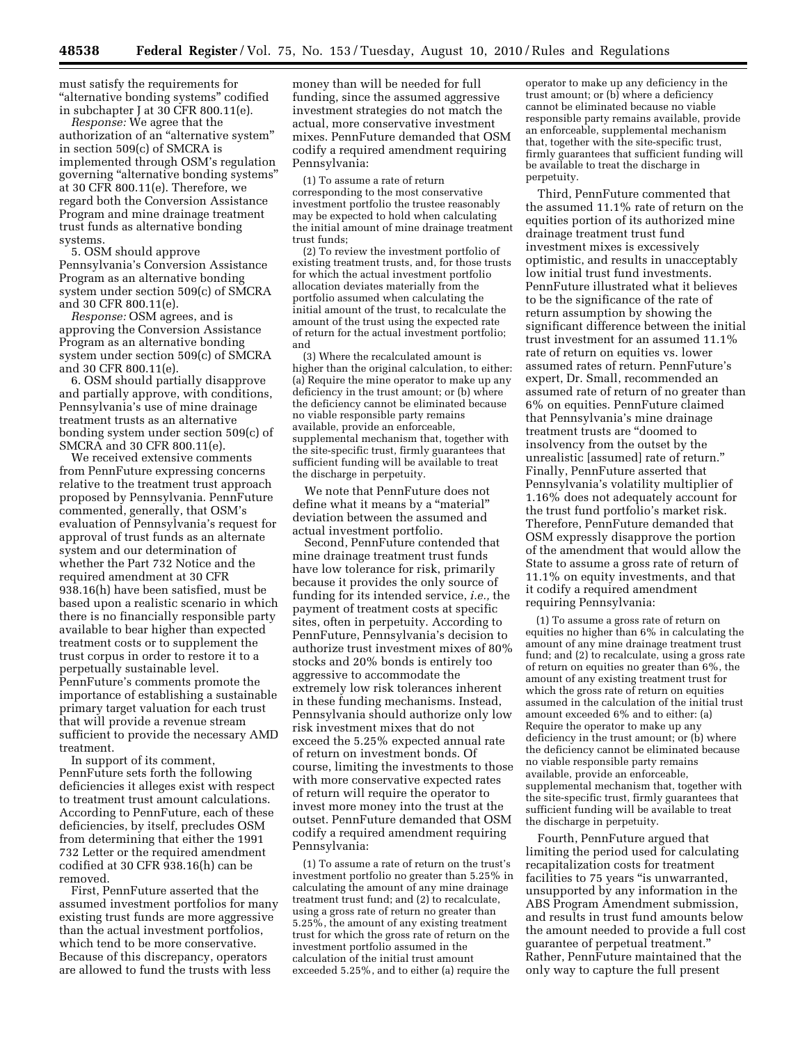must satisfy the requirements for "alternative bonding systems" codified in subchapter J at 30 CFR 800.11(e).

*Response:* We agree that the authorization of an "alternative system" in section 509(c) of SMCRA is implemented through OSM's regulation governing "alternative bonding systems" at 30 CFR 800.11(e). Therefore, we regard both the Conversion Assistance Program and mine drainage treatment trust funds as alternative bonding systems.

5. OSM should approve Pennsylvania's Conversion Assistance Program as an alternative bonding system under section 509(c) of SMCRA and 30 CFR 800.11(e).

*Response:* OSM agrees, and is approving the Conversion Assistance Program as an alternative bonding system under section 509(c) of SMCRA and 30 CFR 800.11(e).

6. OSM should partially disapprove and partially approve, with conditions, Pennsylvania's use of mine drainage treatment trusts as an alternative bonding system under section 509(c) of SMCRA and 30 CFR 800.11(e).

We received extensive comments from PennFuture expressing concerns relative to the treatment trust approach proposed by Pennsylvania. PennFuture commented, generally, that OSM's evaluation of Pennsylvania's request for approval of trust funds as an alternate system and our determination of whether the Part 732 Notice and the required amendment at 30 CFR 938.16(h) have been satisfied, must be based upon a realistic scenario in which there is no financially responsible party available to bear higher than expected treatment costs or to supplement the trust corpus in order to restore it to a perpetually sustainable level. PennFuture's comments promote the importance of establishing a sustainable primary target valuation for each trust that will provide a revenue stream sufficient to provide the necessary AMD treatment.

In support of its comment, PennFuture sets forth the following deficiencies it alleges exist with respect to treatment trust amount calculations. According to PennFuture, each of these deficiencies, by itself, precludes OSM from determining that either the 1991 732 Letter or the required amendment codified at 30 CFR 938.16(h) can be removed.

First, PennFuture asserted that the assumed investment portfolios for many existing trust funds are more aggressive than the actual investment portfolios, which tend to be more conservative. Because of this discrepancy, operators are allowed to fund the trusts with less money than will be needed for full funding, since the assumed aggressive investment strategies do not match the actual, more conservative investment mixes. PennFuture demanded that OSM codify a required amendment requiring Pennsylvania:

(1) To assume a rate of return corresponding to the most conservative investment portfolio the trustee reasonably may be expected to hold when calculating the initial amount of mine drainage treatment trust funds;

(2) To review the investment portfolio of existing treatment trusts, and, for those trusts for which the actual investment portfolio allocation deviates materially from the portfolio assumed when calculating the initial amount of the trust, to recalculate the amount of the trust using the expected rate of return for the actual investment portfolio; and

(3) Where the recalculated amount is higher than the original calculation, to either: (a) Require the mine operator to make up any deficiency in the trust amount; or (b) where the deficiency cannot be eliminated because no viable responsible party remains available, provide an enforceable, supplemental mechanism that, together with the site-specific trust, firmly guarantees that sufficient funding will be available to treat the discharge in perpetuity.

We note that PennFuture does not define what it means by a "material" deviation between the assumed and actual investment portfolio.

Second, PennFuture contended that mine drainage treatment trust funds have low tolerance for risk, primarily because it provides the only source of funding for its intended service, *i.e.,* the payment of treatment costs at specific sites, often in perpetuity. According to PennFuture, Pennsylvania's decision to authorize trust investment mixes of 80% stocks and 20% bonds is entirely too aggressive to accommodate the extremely low risk tolerances inherent in these funding mechanisms. Instead, Pennsylvania should authorize only low risk investment mixes that do not exceed the 5.25% expected annual rate of return on investment bonds. Of course, limiting the investments to those with more conservative expected rates of return will require the operator to invest more money into the trust at the outset. PennFuture demanded that OSM codify a required amendment requiring Pennsylvania:

(1) To assume a rate of return on the trust's investment portfolio no greater than 5.25% in calculating the amount of any mine drainage treatment trust fund; and (2) to recalculate, using a gross rate of return no greater than 5.25%, the amount of any existing treatment trust for which the gross rate of return on the investment portfolio assumed in the calculation of the initial trust amount exceeded 5.25%, and to either (a) require the operator to make up any deficiency in the trust amount; or (b) where a deficiency cannot be eliminated because no viable responsible party remains available, provide an enforceable, supplemental mechanism that, together with the site-specific trust, firmly guarantees that sufficient funding will be available to treat the discharge in perpetuity.

Third, PennFuture commented that the assumed 11.1% rate of return on the equities portion of its authorized mine drainage treatment trust fund investment mixes is excessively optimistic, and results in unacceptably low initial trust fund investments. PennFuture illustrated what it believes to be the significance of the rate of return assumption by showing the significant difference between the initial trust investment for an assumed 11.1% rate of return on equities vs. lower assumed rates of return. PennFuture's expert, Dr. Small, recommended an assumed rate of return of no greater than 6% on equities. PennFuture claimed that Pennsylvania's mine drainage treatment trusts are "doomed to insolvency from the outset by the unrealistic [assumed] rate of return." Finally, PennFuture asserted that Pennsylvania's volatility multiplier of 1.16% does not adequately account for the trust fund portfolio's market risk. Therefore, PennFuture demanded that OSM expressly disapprove the portion of the amendment that would allow the State to assume a gross rate of return of 11.1% on equity investments, and that it codify a required amendment requiring Pennsylvania:

(1) To assume a gross rate of return on equities no higher than 6% in calculating the amount of any mine drainage treatment trust fund; and (2) to recalculate, using a gross rate of return on equities no greater than 6%, the amount of any existing treatment trust for which the gross rate of return on equities assumed in the calculation of the initial trust amount exceeded 6% and to either: (a) Require the operator to make up any deficiency in the trust amount; or (b) where the deficiency cannot be eliminated because no viable responsible party remains available, provide an enforceable, supplemental mechanism that, together with the site-specific trust, firmly guarantees that sufficient funding will be available to treat the discharge in perpetuity.

Fourth, PennFuture argued that limiting the period used for calculating recapitalization costs for treatment facilities to 75 years "is unwarranted, unsupported by any information in the ABS Program Amendment submission, and results in trust fund amounts below the amount needed to provide a full cost guarantee of perpetual treatment." Rather, PennFuture maintained that the only way to capture the full present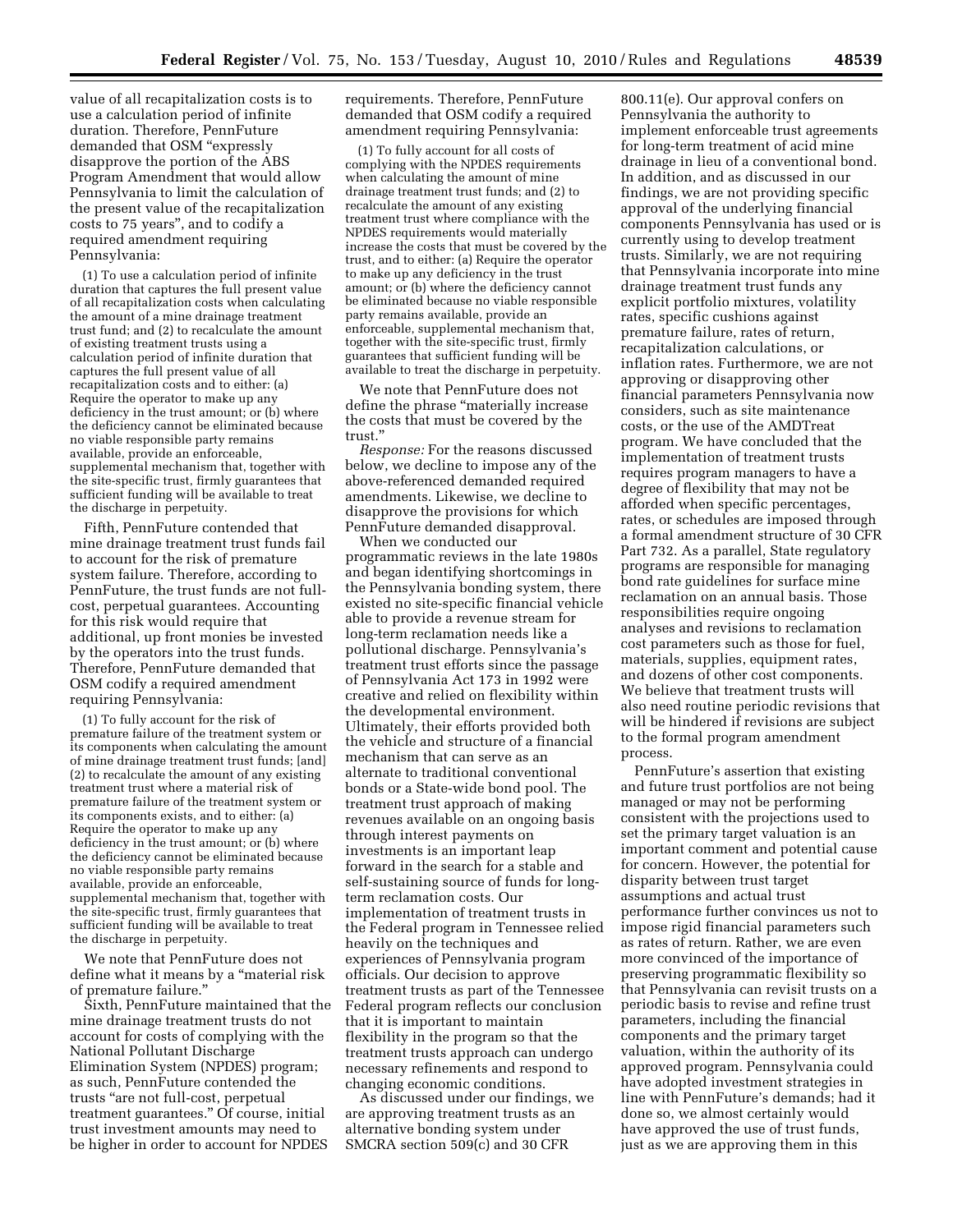value of all recapitalization costs is to use a calculation period of infinite duration. Therefore, PennFuture demanded that OSM "expressly disapprove the portion of the ABS Program Amendment that would allow Pennsylvania to limit the calculation of the present value of the recapitalization costs to 75 years", and to codify a required amendment requiring Pennsylvania:

(1) To use a calculation period of infinite duration that captures the full present value of all recapitalization costs when calculating the amount of a mine drainage treatment trust fund; and (2) to recalculate the amount of existing treatment trusts using a calculation period of infinite duration that captures the full present value of all recapitalization costs and to either: (a) Require the operator to make up any deficiency in the trust amount; or (b) where the deficiency cannot be eliminated because no viable responsible party remains available, provide an enforceable, supplemental mechanism that, together with the site-specific trust, firmly guarantees that sufficient funding will be available to treat the discharge in perpetuity.

Fifth, PennFuture contended that mine drainage treatment trust funds fail to account for the risk of premature system failure. Therefore, according to PennFuture, the trust funds are not full-cost, perpetual guarantees. Accounting for this risk would require that additional, up front monies be invested by the operators into the trust funds. Therefore, PennFuture demanded that OSM codify a required amendment requiring Pennsylvania:

(1) To fully account for the risk of premature failure of the treatment system or its components when calculating the amount of mine drainage treatment trust funds; [and] (2) to recalculate the amount of any existing treatment trust where a material risk of premature failure of the treatment system or its components exists, and to either: (a) Require the operator to make up any deficiency in the trust amount; or (b) where the deficiency cannot be eliminated because no viable responsible party remains available, provide an enforceable, supplemental mechanism that, together with the site-specific trust, firmly guarantees that sufficient funding will be available to treat the discharge in perpetuity.

We note that PennFuture does not define what it means by a "material risk of premature failure."

Sixth, PennFuture maintained that the mine drainage treatment trusts do not account for costs of complying with the National Pollutant Discharge Elimination System (NPDES) program; as such, PennFuture contended the trusts "are not full-cost, perpetual treatment guarantees." Of course, initial trust investment amounts may need to be higher in order to account for NPDES requirements. Therefore, PennFuture demanded that OSM codify a required amendment requiring Pennsylvania:

(1) To fully account for all costs of complying with the NPDES requirements when calculating the amount of mine drainage treatment trust funds; and (2) to recalculate the amount of any existing treatment trust where compliance with the NPDES requirements would materially increase the costs that must be covered by the trust, and to either: (a) Require the operator to make up any deficiency in the trust amount; or (b) where the deficiency cannot be eliminated because no viable responsible party remains available, provide an enforceable, supplemental mechanism that, together with the site-specific trust, firmly guarantees that sufficient funding will be available to treat the discharge in perpetuity.

We note that PennFuture does not define the phrase "materially increase the costs that must be covered by the trust."

*Response:* For the reasons discussed below, we decline to impose any of the above-referenced demanded required amendments. Likewise, we decline to disapprove the provisions for which PennFuture demanded disapproval.

When we conducted our programmatic reviews in the late 1980s and began identifying shortcomings in the Pennsylvania bonding system, there existed no site-specific financial vehicle able to provide a revenue stream for long-term reclamation needs like a pollutional discharge. Pennsylvania's treatment trust efforts since the passage of Pennsylvania Act 173 in 1992 were creative and relied on flexibility within the developmental environment. Ultimately, their efforts provided both the vehicle and structure of a financial mechanism that can serve as an alternate to traditional conventional bonds or a State-wide bond pool. The treatment trust approach of making revenues available on an ongoing basis through interest payments on investments is an important leap forward in the search for a stable and self-sustaining source of funds for long-term reclamation costs. Our implementation of treatment trusts in the Federal program in Tennessee relied heavily on the techniques and experiences of Pennsylvania program officials. Our decision to approve treatment trusts as part of the Tennessee Federal program reflects our conclusion that it is important to maintain flexibility in the program so that the treatment trusts approach can undergo necessary refinements and respond to changing economic conditions.

As discussed under our findings, we are approving treatment trusts as an alternative bonding system under SMCRA section 509(c) and 30 CFR 800.11(e). Our approval confers on Pennsylvania the authority to implement enforceable trust agreements for long-term treatment of acid mine drainage in lieu of a conventional bond. In addition, and as discussed in our findings, we are not providing specific approval of the underlying financial components Pennsylvania has used or is currently using to develop treatment trusts. Similarly, we are not requiring that Pennsylvania incorporate into mine drainage treatment trust funds any explicit portfolio mixtures, volatility rates, specific cushions against premature failure, rates of return, recapitalization calculations, or inflation rates. Furthermore, we are not approving or disapproving other financial parameters Pennsylvania now considers, such as site maintenance costs, or the use of the AMDTreat program. We have concluded that the implementation of treatment trusts requires program managers to have a degree of flexibility that may not be afforded when specific percentages, rates, or schedules are imposed through a formal amendment structure of 30 CFR Part 732. As a parallel, State regulatory programs are responsible for managing bond rate guidelines for surface mine reclamation on an annual basis. Those responsibilities require ongoing analyses and revisions to reclamation cost parameters such as those for fuel, materials, supplies, equipment rates, and dozens of other cost components. We believe that treatment trusts will also need routine periodic revisions that will be hindered if revisions are subject to the formal program amendment process.

PennFuture's assertion that existing and future trust portfolios are not being managed or may not be performing consistent with the projections used to set the primary target valuation is an important comment and potential cause for concern. However, the potential for disparity between trust target assumptions and actual trust performance further convinces us not to impose rigid financial parameters such as rates of return. Rather, we are even more convinced of the importance of preserving programmatic flexibility so that Pennsylvania can revisit trusts on a periodic basis to revise and refine trust parameters, including the financial components and the primary target valuation, within the authority of its approved program. Pennsylvania could have adopted investment strategies in line with PennFuture's demands; had it done so, we almost certainly would have approved the use of trust funds, just as we are approving them in this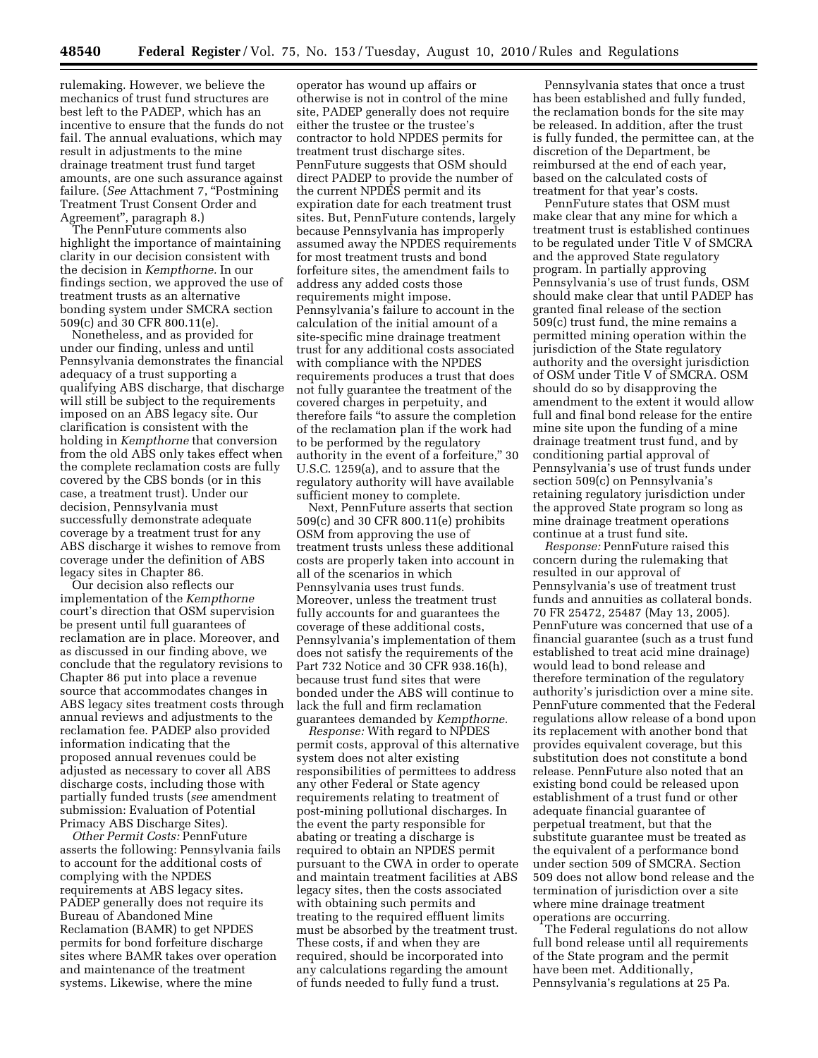rulemaking. However, we believe the mechanics of trust fund structures are best left to the PADEP, which has an incentive to ensure that the funds do not fail. The annual evaluations, which may result in adjustments to the mine drainage treatment trust fund target amounts, are one such assurance against failure. (*See* Attachment 7, "Postmining Treatment Trust Consent Order and Agreement", paragraph 8.)

The PennFuture comments also highlight the importance of maintaining clarity in our decision consistent with the decision in *Kempthorne*. In our findings section, we approved the use of treatment trusts as an alternative bonding system under SMCRA section 509(c) and 30 CFR 800.11(e).

Nonetheless, and as provided for under our finding, unless and until Pennsylvania demonstrates the financial adequacy of a trust supporting a qualifying ABS discharge, that discharge will still be subject to the requirements imposed on an ABS legacy site. Our clarification is consistent with the holding in *Kempthorne* that conversion from the old ABS only takes effect when the complete reclamation costs are fully covered by the CBS bonds (or in this case, a treatment trust). Under our decision, Pennsylvania must successfully demonstrate adequate coverage by a treatment trust for any ABS discharge it wishes to remove from coverage under the definition of ABS legacy sites in Chapter 86.

Our decision also reflects our implementation of the *Kempthorne* court's direction that OSM supervision be present until full guarantees of reclamation are in place. Moreover, and as discussed in our finding above, we conclude that the regulatory revisions to Chapter 86 put into place a revenue source that accommodates changes in ABS legacy sites treatment costs through annual reviews and adjustments to the reclamation fee. PADEP also provided information indicating that the proposed annual revenues could be adjusted as necessary to cover all ABS discharge costs, including those with partially funded trusts (*see* amendment submission: Evaluation of Potential Primacy ABS Discharge Sites).

*Other Permit Costs:* PennFuture asserts the following: Pennsylvania fails to account for the additional costs of complying with the NPDES requirements at ABS legacy sites. PADEP generally does not require its Bureau of Abandoned Mine Reclamation (BAMR) to get NPDES permits for bond forfeiture discharge sites where BAMR takes over operation and maintenance of the treatment systems. Likewise, where the mine operator has wound up affairs or otherwise is not in control of the mine site, PADEP generally does not require either the trustee or the trustee's contractor to hold NPDES permits for treatment trust discharge sites. PennFuture suggests that OSM should direct PADEP to provide the number of the current NPDES permit and its expiration date for each treatment trust sites. But, PennFuture contends, largely because Pennsylvania has improperly assumed away the NPDES requirements for most treatment trusts and bond forfeiture sites, the amendment fails to address any added costs those requirements might impose. Pennsylvania's failure to account in the calculation of the initial amount of a site-specific mine drainage treatment trust for any additional costs associated with compliance with the NPDES requirements produces a trust that does not fully guarantee the treatment of the covered charges in perpetuity, and therefore fails "to assure the completion of the reclamation plan if the work had to be performed by the regulatory authority in the event of a forfeiture," 30 U.S.C. 1259(a), and to assure that the regulatory authority will have available sufficient money to complete.

Next, PennFuture asserts that section 509(c) and 30 CFR 800.11(e) prohibits OSM from approving the use of treatment trusts unless these additional costs are properly taken into account in all of the scenarios in which Pennsylvania uses trust funds. Moreover, unless the treatment trust fully accounts for and guarantees the coverage of these additional costs, Pennsylvania's implementation of them does not satisfy the requirements of the Part 732 Notice and 30 CFR 938.16(h), because trust fund sites that were bonded under the ABS will continue to lack the full and firm reclamation guarantees demanded by *Kempthorne.*

*Response:* With regard to NPDES permit costs, approval of this alternative system does not alter existing responsibilities of permittees to address any other Federal or State agency requirements relating to treatment of post-mining pollutional discharges. In the event the party responsible for abating or treating a discharge is required to obtain an NPDES permit pursuant to the CWA in order to operate and maintain treatment facilities at ABS legacy sites, then the costs associated with obtaining such permits and treating to the required effluent limits must be absorbed by the treatment trust. These costs, if and when they are required, should be incorporated into any calculations regarding the amount of funds needed to fully fund a trust.

Pennsylvania states that once a trust has been established and fully funded, the reclamation bonds for the site may be released. In addition, after the trust is fully funded, the permittee can, at the discretion of the Department, be reimbursed at the end of each year, based on the calculated costs of treatment for that year's costs.

PennFuture states that OSM must make clear that any mine for which a treatment trust is established continues to be regulated under Title V of SMCRA and the approved State regulatory program. In partially approving Pennsylvania's use of trust funds, OSM should make clear that until PADEP has granted final release of the section 509(c) trust fund, the mine remains a permitted mining operation within the jurisdiction of the State regulatory authority and the oversight jurisdiction of OSM under Title V of SMCRA. OSM should do so by disapproving the amendment to the extent it would allow full and final bond release for the entire mine site upon the funding of a mine drainage treatment trust fund, and by conditioning partial approval of Pennsylvania's use of trust funds under section 509(c) on Pennsylvania's retaining regulatory jurisdiction under the approved State program so long as mine drainage treatment operations continue at a trust fund site.

*Response:* PennFuture raised this concern during the rulemaking that resulted in our approval of Pennsylvania's use of treatment trust funds and annuities as collateral bonds. 70 FR 25472, 25487 (May 13, 2005). PennFuture was concerned that use of a financial guarantee (such as a trust fund established to treat acid mine drainage) would lead to bond release and therefore termination of the regulatory authority's jurisdiction over a mine site. PennFuture commented that the Federal regulations allow release of a bond upon its replacement with another bond that provides equivalent coverage, but this substitution does not constitute a bond release. PennFuture also noted that an existing bond could be released upon establishment of a trust fund or other adequate financial guarantee of perpetual treatment, but that the substitute guarantee must be treated as the equivalent of a performance bond under section 509 of SMCRA. Section 509 does not allow bond release and the termination of jurisdiction over a site where mine drainage treatment operations are occurring.

The Federal regulations do not allow full bond release until all requirements of the State program and the permit have been met. Additionally, Pennsylvania's regulations at 25 Pa.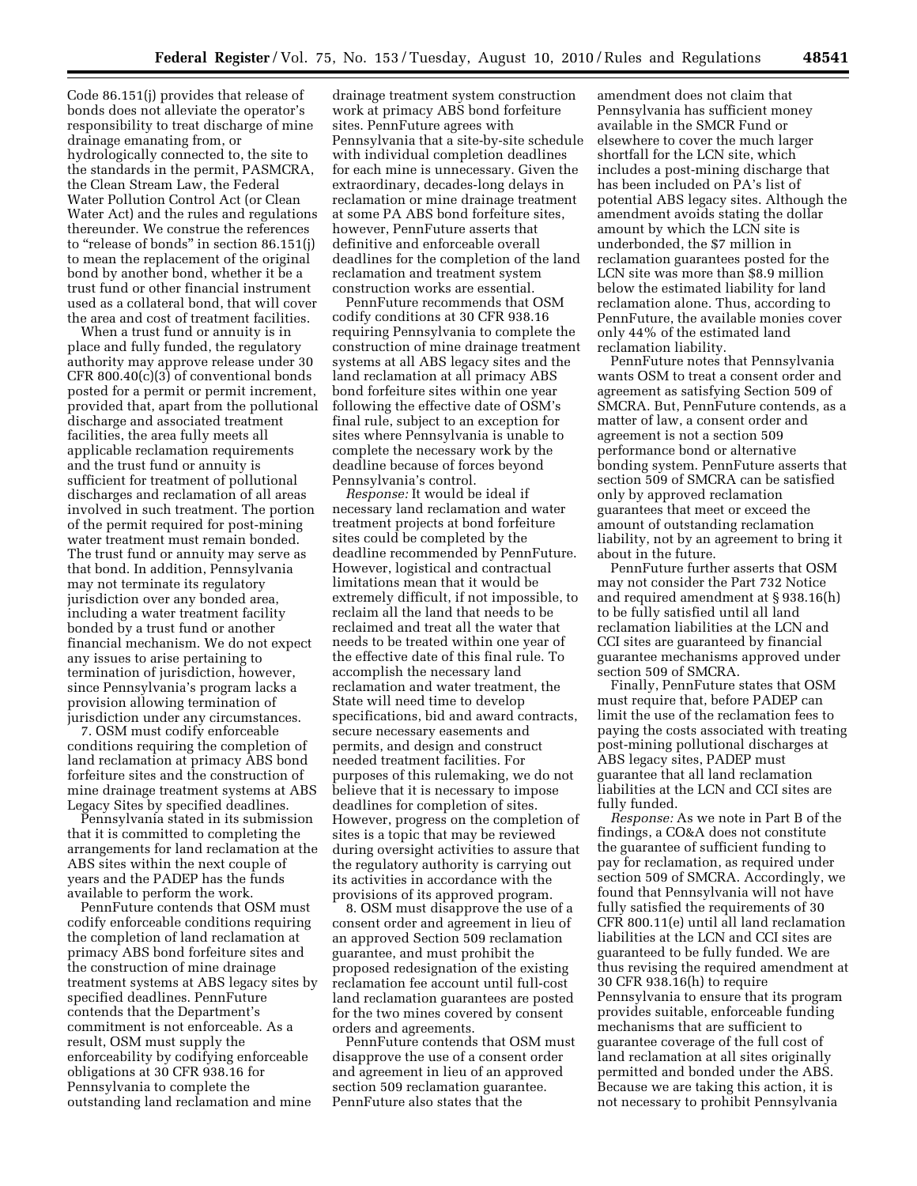Code 86.151(j) provides that release of bonds does not alleviate the operator's responsibility to treat discharge of mine drainage emanating from, or hydrologically connected to, the site to the standards in the permit, PASMCRA, the Clean Stream Law, the Federal Water Pollution Control Act (or Clean Water Act) and the rules and regulations thereunder. We construe the references to "release of bonds" in section 86.151(j) to mean the replacement of the original bond by another bond, whether it be a trust fund or other financial instrument used as a collateral bond, that will cover the area and cost of treatment facilities.

When a trust fund or annuity is in place and fully funded, the regulatory authority may approve release under 30 CFR 800.40(c)(3) of conventional bonds posted for a permit or permit increment, provided that, apart from the pollutional discharge and associated treatment facilities, the area fully meets all applicable reclamation requirements and the trust fund or annuity is sufficient for treatment of pollutional discharges and reclamation of all areas involved in such treatment. The portion of the permit required for post-mining water treatment must remain bonded. The trust fund or annuity may serve as that bond. In addition, Pennsylvania may not terminate its regulatory jurisdiction over any bonded area, including a water treatment facility bonded by a trust fund or another financial mechanism. We do not expect any issues to arise pertaining to termination of jurisdiction, however, since Pennsylvania's program lacks a provision allowing termination of jurisdiction under any circumstances.

7. OSM must codify enforceable conditions requiring the completion of land reclamation at primacy ABS bond forfeiture sites and the construction of mine drainage treatment systems at ABS Legacy Sites by specified deadlines.

Pennsylvania stated in its submission that it is committed to completing the arrangements for land reclamation at the ABS sites within the next couple of years and the PADEP has the funds available to perform the work.

PennFuture contends that OSM must codify enforceable conditions requiring the completion of land reclamation at primacy ABS bond forfeiture sites and the construction of mine drainage treatment systems at ABS legacy sites by specified deadlines. PennFuture contends that the Department's commitment is not enforceable. As a result, OSM must supply the enforceability by codifying enforceable obligations at 30 CFR 938.16 for Pennsylvania to complete the outstanding land reclamation and mine drainage treatment system construction work at primacy ABS bond forfeiture sites. PennFuture agrees with Pennsylvania that a site-by-site schedule with individual completion deadlines for each mine is unnecessary. Given the extraordinary, decades-long delays in reclamation or mine drainage treatment at some PA ABS bond forfeiture sites, however, PennFuture asserts that definitive and enforceable overall deadlines for the completion of the land reclamation and treatment system construction works are essential.

PennFuture recommends that OSM codify conditions at 30 CFR 938.16 requiring Pennsylvania to complete the construction of mine drainage treatment systems at all ABS legacy sites and the land reclamation at all primacy ABS bond forfeiture sites within one year following the effective date of OSM's final rule, subject to an exception for sites where Pennsylvania is unable to complete the necessary work by the deadline because of forces beyond Pennsylvania's control.

*Response:* It would be ideal if necessary land reclamation and water treatment projects at bond forfeiture sites could be completed by the deadline recommended by PennFuture. However, logistical and contractual limitations mean that it would be extremely difficult, if not impossible, to reclaim all the land that needs to be reclaimed and treat all the water that needs to be treated within one year of the effective date of this final rule. To accomplish the necessary land reclamation and water treatment, the State will need time to develop specifications, bid and award contracts, secure necessary easements and permits, and design and construct needed treatment facilities. For purposes of this rulemaking, we do not believe that it is necessary to impose deadlines for completion of sites. However, progress on the completion of sites is a topic that may be reviewed during oversight activities to assure that the regulatory authority is carrying out its activities in accordance with the provisions of its approved program.

8. OSM must disapprove the use of a consent order and agreement in lieu of an approved Section 509 reclamation guarantee, and must prohibit the proposed redesignation of the existing reclamation fee account until full-cost land reclamation guarantees are posted for the two mines covered by consent orders and agreements.

PennFuture contends that OSM must disapprove the use of a consent order and agreement in lieu of an approved section 509 reclamation guarantee. PennFuture also states that the amendment does not claim that Pennsylvania has sufficient money available in the SMCR Fund or elsewhere to cover the much larger shortfall for the LCN site, which includes a post-mining discharge that has been included on PA's list of potential ABS legacy sites. Although the amendment avoids stating the dollar amount by which the LCN site is underbonded, the $7 million in reclamation guarantees posted for the LCN site was more than $8.9 million below the estimated liability for land reclamation alone. Thus, according to PennFuture, the available monies cover only 44% of the estimated land reclamation liability.

PennFuture notes that Pennsylvania wants OSM to treat a consent order and agreement as satisfying Section 509 of SMCRA. But, PennFuture contends, as a matter of law, a consent order and agreement is not a section 509 performance bond or alternative bonding system. PennFuture asserts that section 509 of SMCRA can be satisfied only by approved reclamation guarantees that meet or exceed the amount of outstanding reclamation liability, not by an agreement to bring it about in the future.

PennFuture further asserts that OSM may not consider the Part 732 Notice and required amendment at § 938.16(h) to be fully satisfied until all land reclamation liabilities at the LCN and CCI sites are guaranteed by financial guarantee mechanisms approved under section 509 of SMCRA.

Finally, PennFuture states that OSM must require that, before PADEP can limit the use of the reclamation fees to paying the costs associated with treating post-mining pollutional discharges at ABS legacy sites, PADEP must guarantee that all land reclamation liabilities at the LCN and CCI sites are fully funded.

*Response:* As we note in Part B of the findings, a CO&A does not constitute the guarantee of sufficient funding to pay for reclamation, as required under section 509 of SMCRA. Accordingly, we found that Pennsylvania will not have fully satisfied the requirements of 30 CFR 800.11(e) until all land reclamation liabilities at the LCN and CCI sites are guaranteed to be fully funded. We are thus revising the required amendment at 30 CFR 938.16(h) to require Pennsylvania to ensure that its program provides suitable, enforceable funding mechanisms that are sufficient to guarantee coverage of the full cost of land reclamation at all sites originally permitted and bonded under the ABS. Because we are taking this action, it is not necessary to prohibit Pennsylvania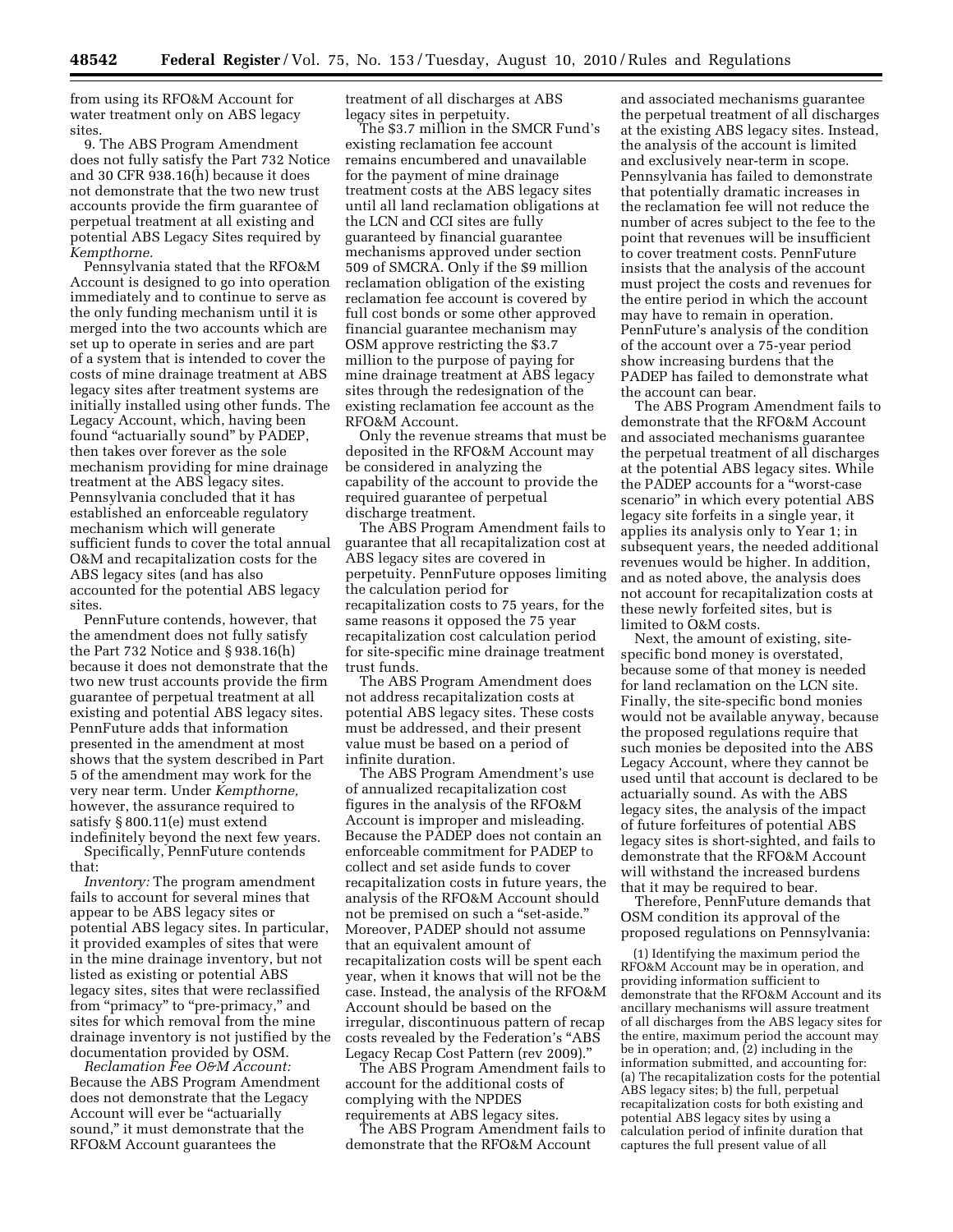from using its RFO&M Account for water treatment only on ABS legacy sites.

9. The ABS Program Amendment does not fully satisfy the Part 732 Notice and 30 CFR 938.16(h) because it does not demonstrate that the two new trust accounts provide the firm guarantee of perpetual treatment at all existing and potential ABS Legacy Sites required by *Kempthorne.*

Pennsylvania stated that the RFO&M Account is designed to go into operation immediately and to continue to serve as the only funding mechanism until it is merged into the two accounts which are set up to operate in series and are part of a system that is intended to cover the costs of mine drainage treatment at ABS legacy sites after treatment systems are initially installed using other funds. The Legacy Account, which, having been found "actuarially sound" by PADEP, then takes over forever as the sole mechanism providing for mine drainage treatment at the ABS legacy sites. Pennsylvania concluded that it has established an enforceable regulatory mechanism which will generate sufficient funds to cover the total annual O&M and recapitalization costs for the ABS legacy sites (and has also accounted for the potential ABS legacy sites.

PennFuture contends, however, that the amendment does not fully satisfy the Part 732 Notice and § 938.16(h) because it does not demonstrate that the two new trust accounts provide the firm guarantee of perpetual treatment at all existing and potential ABS legacy sites. PennFuture adds that information presented in the amendment at most shows that the system described in Part 5 of the amendment may work for the very near term. Under *Kempthorne,* however, the assurance required to satisfy § 800.11(e) must extend indefinitely beyond the next few years.

Specifically, PennFuture contends that:

*Inventory:* The program amendment fails to account for several mines that appear to be ABS legacy sites or potential ABS legacy sites. In particular, it provided examples of sites that were in the mine drainage inventory, but not listed as existing or potential ABS legacy sites, sites that were reclassified from "primacy" to "pre-primacy," and sites for which removal from the mine drainage inventory is not justified by the documentation provided by OSM.

*Reclamation Fee O&M Account:* Because the ABS Program Amendment does not demonstrate that the Legacy Account will ever be "actuarially sound," it must demonstrate that the RFO&M Account guarantees the treatment of all discharges at ABS legacy sites in perpetuity.

The $3.7 million in the SMCR Fund's existing reclamation fee account remains encumbered and unavailable for the payment of mine drainage treatment costs at the ABS legacy sites until all land reclamation obligations at the LCN and CCI sites are fully guaranteed by financial guarantee mechanisms approved under section 509 of SMCRA. Only if the $9 million reclamation obligation of the existing reclamation fee account is covered by full cost bonds or some other approved financial guarantee mechanism may OSM approve restricting the $3.7 million to the purpose of paying for mine drainage treatment at ABS legacy sites through the redesignation of the existing reclamation fee account as the RFO&M Account.

Only the revenue streams that must be deposited in the RFO&M Account may be considered in analyzing the capability of the account to provide the required guarantee of perpetual discharge treatment.

The ABS Program Amendment fails to guarantee that all recapitalization cost at ABS legacy sites are covered in perpetuity. PennFuture opposes limiting the calculation period for recapitalization costs to 75 years, for the same reasons it opposed the 75 year recapitalization cost calculation period for site-specific mine drainage treatment trust funds.

The ABS Program Amendment does not address recapitalization costs at potential ABS legacy sites. These costs must be addressed, and their present value must be based on a period of infinite duration.

The ABS Program Amendment's use of annualized recapitalization cost figures in the analysis of the RFO&M Account is improper and misleading. Because the PADEP does not contain an enforceable commitment for PADEP to collect and set aside funds to cover recapitalization costs in future years, the analysis of the RFO&M Account should not be premised on such a "set-aside." Moreover, PADEP should not assume that an equivalent amount of recapitalization costs will be spent each year, when it knows that will not be the case. Instead, the analysis of the RFO&M Account should be based on the irregular, discontinuous pattern of recap costs revealed by the Federation's "ABS Legacy Recap Cost Pattern (rev 2009)."

The ABS Program Amendment fails to account for the additional costs of complying with the NPDES requirements at ABS legacy sites.

The ABS Program Amendment fails to demonstrate that the RFO&M Account and associated mechanisms guarantee the perpetual treatment of all discharges at the existing ABS legacy sites. Instead, the analysis of the account is limited and exclusively near-term in scope. Pennsylvania has failed to demonstrate that potentially dramatic increases in the reclamation fee will not reduce the number of acres subject to the fee to the point that revenues will be insufficient to cover treatment costs. PennFuture insists that the analysis of the account must project the costs and revenues for the entire period in which the account may have to remain in operation. PennFuture's analysis of the condition of the account over a 75-year period show increasing burdens that the PADEP has failed to demonstrate what the account can bear.

The ABS Program Amendment fails to demonstrate that the RFO&M Account and associated mechanisms guarantee the perpetual treatment of all discharges at the potential ABS legacy sites. While the PADEP accounts for a "worst-case scenario" in which every potential ABS legacy site forfeits in a single year, it applies its analysis only to Year 1; in subsequent years, the needed additional revenues would be higher. In addition, and as noted above, the analysis does not account for recapitalization costs at these newly forfeited sites, but is limited to O&M costs.

Next, the amount of existing, site-specific bond money is overstated, because some of that money is needed for land reclamation on the LCN site. Finally, the site-specific bond monies would not be available anyway, because the proposed regulations require that such monies be deposited into the ABS Legacy Account, where they cannot be used until that account is declared to be actuarially sound. As with the ABS legacy sites, the analysis of the impact of future forfeitures of potential ABS legacy sites is short-sighted, and fails to demonstrate that the RFO&M Account will withstand the increased burdens that it may be required to bear.

Therefore, PennFuture demands that OSM condition its approval of the proposed regulations on Pennsylvania:

> (1) Identifying the maximum period the RFO&M Account may be in operation, and providing information sufficient to demonstrate that the RFO&M Account and its ancillary mechanisms will assure treatment of all discharges from the ABS legacy sites for the entire, maximum period the account may be in operation; and, (2) including in the information submitted, and accounting for: (a) The recapitalization costs for the potential ABS legacy sites; b) the full, perpetual recapitalization costs for both existing and potential ABS legacy sites by using a calculation period of infinite duration that captures the full present value of all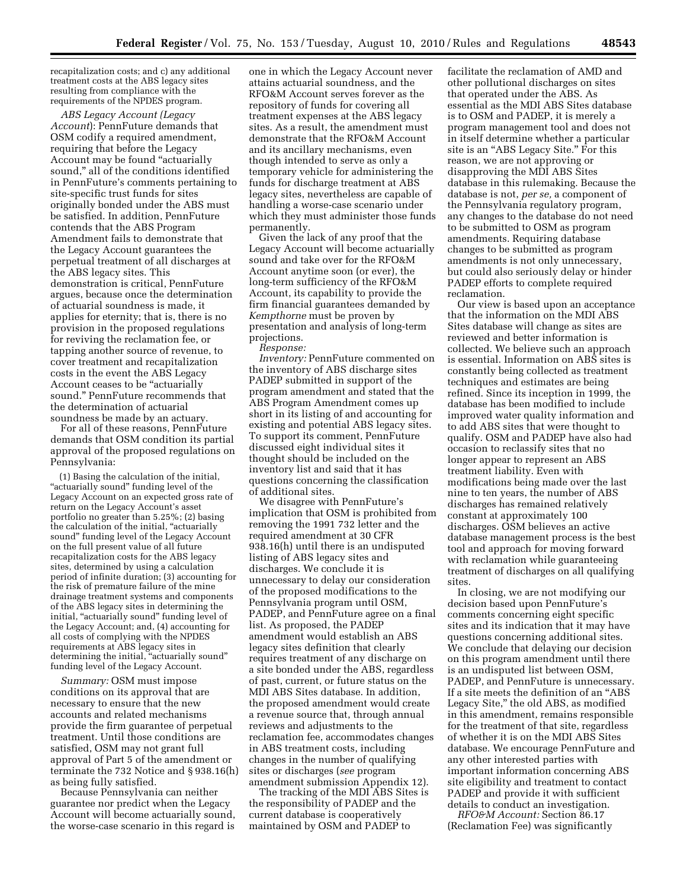recapitalization costs; and c) any additional treatment costs at the ABS legacy sites resulting from compliance with the requirements of the NPDES program.

*ABS Legacy Account (Legacy Account*): PennFuture demands that OSM codify a required amendment, requiring that before the Legacy Account may be found "actuarially sound," all of the conditions identified in PennFuture's comments pertaining to site-specific trust funds for sites originally bonded under the ABS must be satisfied. In addition, PennFuture contends that the ABS Program Amendment fails to demonstrate that the Legacy Account guarantees the perpetual treatment of all discharges at the ABS legacy sites. This demonstration is critical, PennFuture argues, because once the determination of actuarial soundness is made, it applies for eternity; that is, there is no provision in the proposed regulations for reviving the reclamation fee, or tapping another source of revenue, to cover treatment and recapitalization costs in the event the ABS Legacy Account ceases to be "actuarially sound." PennFuture recommends that the determination of actuarial soundness be made by an actuary.

For all of these reasons, PennFuture demands that OSM condition its partial approval of the proposed regulations on Pennsylvania:

(1) Basing the calculation of the initial, "actuarially sound" funding level of the Legacy Account on an expected gross rate of return on the Legacy Account's asset portfolio no greater than 5.25%; (2) basing the calculation of the initial, "actuarially sound" funding level of the Legacy Account on the full present value of all future recapitalization costs for the ABS legacy sites, determined by using a calculation period of infinite duration; (3) accounting for the risk of premature failure of the mine drainage treatment systems and components of the ABS legacy sites in determining the initial, "actuarially sound" funding level of the Legacy Account; and, (4) accounting for all costs of complying with the NPDES requirements at ABS legacy sites in determining the initial, "actuarially sound" funding level of the Legacy Account.

*Summary:* OSM must impose conditions on its approval that are necessary to ensure that the new accounts and related mechanisms provide the firm guarantee of perpetual treatment. Until those conditions are satisfied, OSM may not grant full approval of Part 5 of the amendment or terminate the 732 Notice and § 938.16(h) as being fully satisfied.

Because Pennsylvania can neither guarantee nor predict when the Legacy Account will become actuarially sound, the worse-case scenario in this regard is one in which the Legacy Account never attains actuarial soundness, and the RFO&M Account serves forever as the repository of funds for covering all treatment expenses at the ABS legacy sites. As a result, the amendment must demonstrate that the RFO&M Account and its ancillary mechanisms, even though intended to serve as only a temporary vehicle for administering the funds for discharge treatment at ABS legacy sites, nevertheless are capable of handling a worse-case scenario under which they must administer those funds permanently.

Given the lack of any proof that the Legacy Account will become actuarially sound and take over for the RFO&M Account anytime soon (or ever), the long-term sufficiency of the RFO&M Account, its capability to provide the firm financial guarantees demanded by *Kempthorne* must be proven by presentation and analysis of long-term projections.

*Response:*

*Inventory:* PennFuture commented on the inventory of ABS discharge sites PADEP submitted in support of the program amendment and stated that the ABS Program Amendment comes up short in its listing of and accounting for existing and potential ABS legacy sites. To support its comment, PennFuture discussed eight individual sites it thought should be included on the inventory list and said that it has questions concerning the classification of additional sites.

We disagree with PennFuture's implication that OSM is prohibited from removing the 1991 732 letter and the required amendment at 30 CFR 938.16(h) until there is an undisputed listing of ABS legacy sites and discharges. We conclude it is unnecessary to delay our consideration of the proposed modifications to the Pennsylvania program until OSM, PADEP, and PennFuture agree on a final list. As proposed, the PADEP amendment would establish an ABS legacy sites definition that clearly requires treatment of any discharge on a site bonded under the ABS, regardless of past, current, or future status on the MDI ABS Sites database. In addition, the proposed amendment would create a revenue source that, through annual reviews and adjustments to the reclamation fee, accommodates changes in ABS treatment costs, including changes in the number of qualifying sites or discharges (*see* program amendment submission Appendix 12).

The tracking of the MDI ABS Sites is the responsibility of PADEP and the current database is cooperatively maintained by OSM and PADEP to facilitate the reclamation of AMD and other pollutional discharges on sites that operated under the ABS. As essential as the MDI ABS Sites database is to OSM and PADEP, it is merely a program management tool and does not in itself determine whether a particular site is an "ABS Legacy Site." For this reason, we are not approving or disapproving the MDI ABS Sites database in this rulemaking. Because the database is not, *per se,* a component of the Pennsylvania regulatory program, any changes to the database do not need to be submitted to OSM as program amendments. Requiring database changes to be submitted as program amendments is not only unnecessary, but could also seriously delay or hinder PADEP efforts to complete required reclamation.

Our view is based upon an acceptance that the information on the MDI ABS Sites database will change as sites are reviewed and better information is collected. We believe such an approach is essential. Information on ABS sites is constantly being collected as treatment techniques and estimates are being refined. Since its inception in 1999, the database has been modified to include improved water quality information and to add ABS sites that were thought to qualify. OSM and PADEP have also had occasion to reclassify sites that no longer appear to represent an ABS treatment liability. Even with modifications being made over the last nine to ten years, the number of ABS discharges has remained relatively constant at approximately 100 discharges. OSM believes an active database management process is the best tool and approach for moving forward with reclamation while guaranteeing treatment of discharges on all qualifying sites.

In closing, we are not modifying our decision based upon PennFuture's comments concerning eight specific sites and its indication that it may have questions concerning additional sites. We conclude that delaying our decision on this program amendment until there is an undisputed list between OSM, PADEP, and PennFuture is unnecessary. If a site meets the definition of an "ABS Legacy Site," the old ABS, as modified in this amendment, remains responsible for the treatment of that site, regardless of whether it is on the MDI ABS Sites database. We encourage PennFuture and any other interested parties with important information concerning ABS site eligibility and treatment to contact PADEP and provide it with sufficient details to conduct an investigation.

*RFO&M Account:* Section 86.17 (Reclamation Fee) was significantly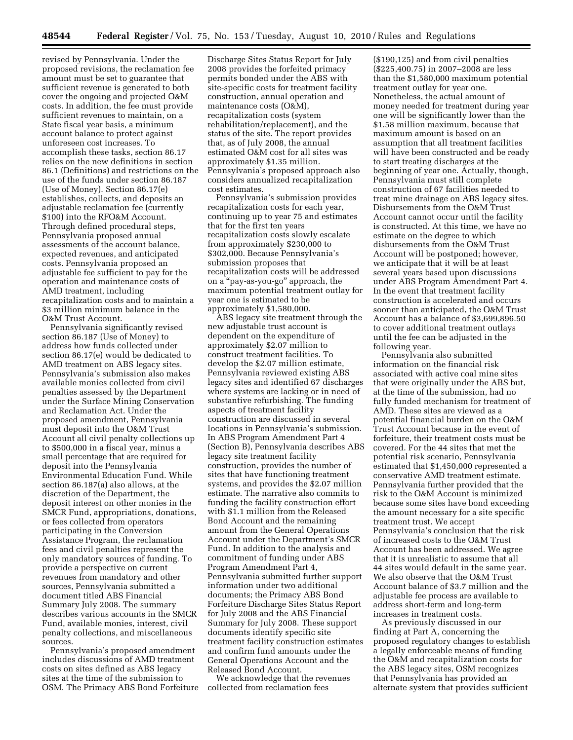revised by Pennsylvania. Under the proposed revisions, the reclamation fee amount must be set to guarantee that sufficient revenue is generated to both cover the ongoing and projected O&M costs. In addition, the fee must provide sufficient revenues to maintain, on a State fiscal year basis, a minimum account balance to protect against unforeseen cost increases. To accomplish these tasks, section 86.17 relies on the new definitions in section 86.1 (Definitions) and restrictions on the use of the funds under section 86.187 (Use of Money). Section 86.17(e) establishes, collects, and deposits an adjustable reclamation fee (currently $100) into the RFO&M Account. Through defined procedural steps, Pennsylvania proposed annual assessments of the account balance, expected revenues, and anticipated costs. Pennsylvania proposed an adjustable fee sufficient to pay for the operation and maintenance costs of AMD treatment, including recapitalization costs and to maintain a $3 million minimum balance in the O&M Trust Account.

Pennsylvania significantly revised section 86.187 (Use of Money) to address how funds collected under section 86.17(e) would be dedicated to AMD treatment on ABS legacy sites. Pennsylvania's submission also makes available monies collected from civil penalties assessed by the Department under the Surface Mining Conservation and Reclamation Act. Under the proposed amendment, Pennsylvania must deposit into the O&M Trust Account all civil penalty collections up to $500,000 in a fiscal year, minus a small percentage that are required for deposit into the Pennsylvania Environmental Education Fund. While section 86.187(a) also allows, at the discretion of the Department, the deposit interest on other monies in the SMCR Fund, appropriations, donations, or fees collected from operators participating in the Conversion Assistance Program, the reclamation fees and civil penalties represent the only mandatory sources of funding. To provide a perspective on current revenues from mandatory and other sources, Pennsylvania submitted a document titled ABS Financial Summary July 2008. The summary describes various accounts in the SMCR Fund, available monies, interest, civil penalty collections, and miscellaneous sources.

Pennsylvania's proposed amendment includes discussions of AMD treatment costs on sites defined as ABS legacy sites at the time of the submission to OSM. The Primacy ABS Bond Forfeiture Discharge Sites Status Report for July 2008 provides the forfeited primacy permits bonded under the ABS with site-specific costs for treatment facility construction, annual operation and maintenance costs (O&M), recapitalization costs (system rehabilitation/replacement), and the status of the site. The report provides that, as of July 2008, the annual estimated O&M cost for all sites was approximately $1.35 million. Pennsylvania's proposed approach also considers annualized recapitalization cost estimates.

Pennsylvania's submission provides recapitalization costs for each year, continuing up to year 75 and estimates that for the first ten years recapitalization costs slowly escalate from approximately $230,000 to $302,000. Because Pennsylvania's submission proposes that recapitalization costs will be addressed on a "pay-as-you-go" approach, the maximum potential treatment outlay for year one is estimated to be approximately $1,580,000.

ABS legacy site treatment through the new adjustable trust account is dependent on the expenditure of approximately $2.07 million to construct treatment facilities. To develop the $2.07 million estimate, Pennsylvania reviewed existing ABS legacy sites and identified 67 discharges where systems are lacking or in need of substantive refurbishing. The funding aspects of treatment facility construction are discussed in several locations in Pennsylvania's submission. In ABS Program Amendment Part 4 (Section B), Pennsylvania describes ABS legacy site treatment facility construction, provides the number of sites that have functioning treatment systems, and provides the $2.07 million estimate. The narrative also commits to funding the facility construction effort with $1.1 million from the Released Bond Account and the remaining amount from the General Operations Account under the Department's SMCR Fund. In addition to the analysis and commitment of funding under ABS Program Amendment Part 4, Pennsylvania submitted further support information under two additional documents; the Primacy ABS Bond Forfeiture Discharge Sites Status Report for July 2008 and the ABS Financial Summary for July 2008. These support documents identify specific site treatment facility construction estimates and confirm fund amounts under the General Operations Account and the Released Bond Account.

We acknowledge that the revenues collected from reclamation fees ($190,125) and from civil penalties ($225,400.75) in 2007–2008 are less than the $1,580,000 maximum potential treatment outlay for year one. Nonetheless, the actual amount of money needed for treatment during year one will be significantly lower than the $1.58 million maximum, because that maximum amount is based on an assumption that all treatment facilities will have been constructed and be ready to start treating discharges at the beginning of year one. Actually, though, Pennsylvania must still complete construction of 67 facilities needed to treat mine drainage on ABS legacy sites. Disbursements from the O&M Trust Account cannot occur until the facility is constructed. At this time, we have no estimate on the degree to which disbursements from the O&M Trust Account will be postponed; however, we anticipate that it will be at least several years based upon discussions under ABS Program Amendment Part 4. In the event that treatment facility construction is accelerated and occurs sooner than anticipated, the O&M Trust Account has a balance of $3,699,896.50 to cover additional treatment outlays until the fee can be adjusted in the following year.

Pennsylvania also submitted information on the financial risk associated with active coal mine sites that were originally under the ABS but, at the time of the submission, had no fully funded mechanism for treatment of AMD. These sites are viewed as a potential financial burden on the O&M Trust Account because in the event of forfeiture, their treatment costs must be covered. For the 44 sites that met the potential risk scenario, Pennsylvania estimated that $1,450,000 represented a conservative AMD treatment estimate. Pennsylvania further provided that the risk to the O&M Account is minimized because some sites have bond exceeding the amount necessary for a site specific treatment trust. We accept Pennsylvania's conclusion that the risk of increased costs to the O&M Trust Account has been addressed. We agree that it is unrealistic to assume that all 44 sites would default in the same year. We also observe that the O&M Trust Account balance of $3.7 million and the adjustable fee process are available to address short-term and long-term increases in treatment costs.

As previously discussed in our finding at Part A, concerning the proposed regulatory changes to establish a legally enforceable means of funding the O&M and recapitalization costs for the ABS legacy sites, OSM recognizes that Pennsylvania has provided an alternate system that provides sufficient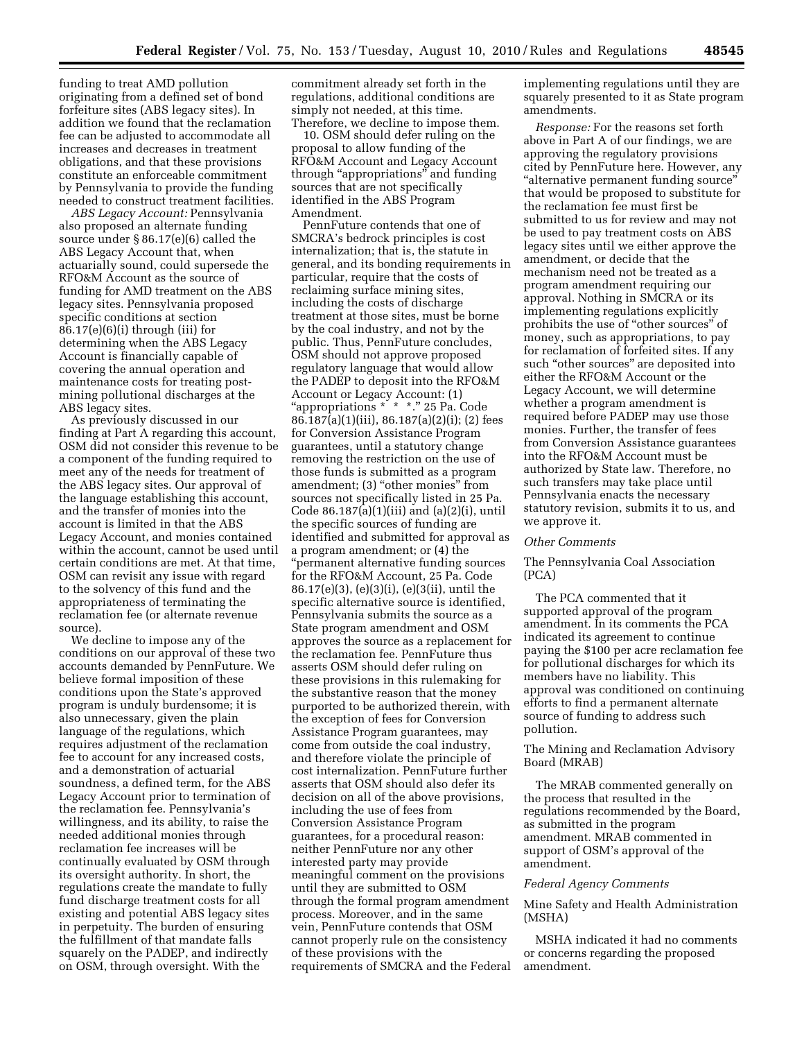funding to treat AMD pollution originating from a defined set of bond forfeiture sites (ABS legacy sites). In addition we found that the reclamation fee can be adjusted to accommodate all increases and decreases in treatment obligations, and that these provisions constitute an enforceable commitment by Pennsylvania to provide the funding needed to construct treatment facilities.

*ABS Legacy Account:* Pennsylvania also proposed an alternate funding source under § 86.17(e)(6) called the ABS Legacy Account that, when actuarially sound, could supersede the RFO&M Account as the source of funding for AMD treatment on the ABS legacy sites. Pennsylvania proposed specific conditions at section 86.17(e)(6)(i) through (iii) for determining when the ABS Legacy Account is financially capable of covering the annual operation and maintenance costs for treating post-mining pollutional discharges at the ABS legacy sites.

As previously discussed in our finding at Part A regarding this account, OSM did not consider this revenue to be a component of the funding required to meet any of the needs for treatment of the ABS legacy sites. Our approval of the language establishing this account, and the transfer of monies into the account is limited in that the ABS Legacy Account, and monies contained within the account, cannot be used until certain conditions are met. At that time, OSM can revisit any issue with regard to the solvency of this fund and the appropriateness of terminating the reclamation fee (or alternate revenue source).

We decline to impose any of the conditions on our approval of these two accounts demanded by PennFuture. We believe formal imposition of these conditions upon the State's approved program is unduly burdensome; it is also unnecessary, given the plain language of the regulations, which requires adjustment of the reclamation fee to account for any increased costs, and a demonstration of actuarial soundness, a defined term, for the ABS Legacy Account prior to termination of the reclamation fee. Pennsylvania's willingness, and its ability, to raise the needed additional monies through reclamation fee increases will be continually evaluated by OSM through its oversight authority. In short, the regulations create the mandate to fully fund discharge treatment costs for all existing and potential ABS legacy sites in perpetuity. The burden of ensuring the fulfillment of that mandate falls squarely on the PADEP, and indirectly on OSM, through oversight. With the commitment already set forth in the regulations, additional conditions are simply not needed, at this time. Therefore, we decline to impose them.

10. OSM should defer ruling on the proposal to allow funding of the RFO&M Account and Legacy Account through "appropriations" and funding sources that are not specifically identified in the ABS Program Amendment.

PennFuture contends that one of SMCRA's bedrock principles is cost internalization; that is, the statute in general, and its bonding requirements in particular, require that the costs of reclaiming surface mining sites, including the costs of discharge treatment at those sites, must be borne by the coal industry, and not by the public. Thus, PennFuture concludes, OSM should not approve proposed regulatory language that would allow the PADEP to deposit into the RFO&M Account or Legacy Account: (1) "appropriations * * *." 25 Pa. Code 86.187(a)(1)(iii), 86.187(a)(2)(i); (2) fees for Conversion Assistance Program guarantees, until a statutory change removing the restriction on the use of those funds is submitted as a program amendment; (3) "other monies" from sources not specifically listed in 25 Pa. Code 86.187(a)(1)(iii) and (a)(2)(i), until the specific sources of funding are identified and submitted for approval as a program amendment; or (4) the "permanent alternative funding sources for the RFO&M Account, 25 Pa. Code 86.17(e)(3), (e)(3)(i), (e)(3(ii), until the specific alternative source is identified, Pennsylvania submits the source as a State program amendment and OSM approves the source as a replacement for the reclamation fee. PennFuture thus asserts OSM should defer ruling on these provisions in this rulemaking for the substantive reason that the money purported to be authorized therein, with the exception of fees for Conversion Assistance Program guarantees, may come from outside the coal industry, and therefore violate the principle of cost internalization. PennFuture further asserts that OSM should also defer its decision on all of the above provisions, including the use of fees from Conversion Assistance Program guarantees, for a procedural reason: neither PennFuture nor any other interested party may provide meaningful comment on the provisions until they are submitted to OSM through the formal program amendment process. Moreover, and in the same vein, PennFuture contends that OSM cannot properly rule on the consistency of these provisions with the requirements of SMCRA and the Federal implementing regulations until they are squarely presented to it as State program amendments.

*Response:* For the reasons set forth above in Part A of our findings, we are approving the regulatory provisions cited by PennFuture here. However, any "alternative permanent funding source" that would be proposed to substitute for the reclamation fee must first be submitted to us for review and may not be used to pay treatment costs on ABS legacy sites until we either approve the amendment, or decide that the mechanism need not be treated as a program amendment requiring our approval. Nothing in SMCRA or its implementing regulations explicitly prohibits the use of "other sources" of money, such as appropriations, to pay for reclamation of forfeited sites. If any such "other sources" are deposited into either the RFO&M Account or the Legacy Account, we will determine whether a program amendment is required before PADEP may use those monies. Further, the transfer of fees from Conversion Assistance guarantees into the RFO&M Account must be authorized by State law. Therefore, no such transfers may take place until Pennsylvania enacts the necessary statutory revision, submits it to us, and we approve it.

*Other Comments*

The Pennsylvania Coal Association (PCA)

The PCA commented that it supported approval of the program amendment. In its comments the PCA indicated its agreement to continue paying the $100 per acre reclamation fee for pollutional discharges for which its members have no liability. This approval was conditioned on continuing efforts to find a permanent alternate source of funding to address such pollution.

The Mining and Reclamation Advisory Board (MRAB)

The MRAB commented generally on the process that resulted in the regulations recommended by the Board, as submitted in the program amendment. MRAB commented in support of OSM's approval of the amendment.

*Federal Agency Comments*

Mine Safety and Health Administration (MSHA)

MSHA indicated it had no comments or concerns regarding the proposed amendment.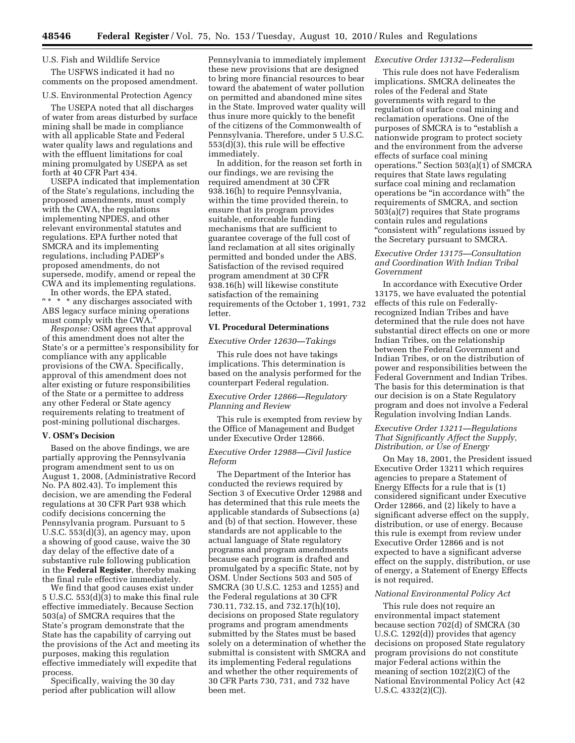U.S. Fish and Wildlife Service

The USFWS indicated it had no comments on the proposed amendment.

U.S. Environmental Protection Agency

The USEPA noted that all discharges of water from areas disturbed by surface mining shall be made in compliance with all applicable State and Federal water quality laws and regulations and with the effluent limitations for coal mining promulgated by USEPA as set forth at 40 CFR Part 434.

USEPA indicated that implementation of the State's regulations, including the proposed amendments, must comply with the CWA, the regulations implementing NPDES, and other relevant environmental statutes and regulations. EPA further noted that SMCRA and its implementing regulations, including PADEP's proposed amendments, do not supersede, modify, amend or repeal the CWA and its implementing regulations.

In other words, the EPA stated, "* * * any discharges associated with ABS legacy surface mining operations must comply with the CWA."

*Response:* OSM agrees that approval of this amendment does not alter the State's or a permittee's responsibility for compliance with any applicable provisions of the CWA. Specifically, approval of this amendment does not alter existing or future responsibilities of the State or a permittee to address any other Federal or State agency requirements relating to treatment of post-mining pollutional discharges.

## V. OSM's Decision

Based on the above findings, we are partially approving the Pennsylvania program amendment sent to us on August 1, 2008, (Administrative Record No. PA 802.43). To implement this decision, we are amending the Federal regulations at 30 CFR Part 938 which codify decisions concerning the Pennsylvania program. Pursuant to 5 U.S.C. 553(d)(3), an agency may, upon a showing of good cause, waive the 30 day delay of the effective date of a substantive rule following publication in the **Federal Register**, thereby making the final rule effective immediately.

We find that good causes exist under 5 U.S.C. 553(d)(3) to make this final rule effective immediately. Because Section 503(a) of SMCRA requires that the State's program demonstrate that the State has the capability of carrying out the provisions of the Act and meeting its purposes, making this regulation effective immediately will expedite that process.

Specifically, waiving the 30 day period after publication will allow Pennsylvania to immediately implement these new provisions that are designed to bring more financial resources to bear toward the abatement of water pollution on permitted and abandoned mine sites in the State. Improved water quality will thus inure more quickly to the benefit of the citizens of the Commonwealth of Pennsylvania. Therefore, under 5 U.S.C. 553(d)(3), this rule will be effective immediately.

In addition, for the reason set forth in our findings, we are revising the required amendment at 30 CFR 938.16(h) to require Pennsylvania, within the time provided therein, to ensure that its program provides suitable, enforceable funding mechanisms that are sufficient to guarantee coverage of the full cost of land reclamation at all sites originally permitted and bonded under the ABS. Satisfaction of the revised required program amendment at 30 CFR 938.16(h) will likewise constitute satisfaction of the remaining requirements of the October 1, 1991, 732 letter.

## VI. Procedural Determinations

### *Executive Order 12630—Takings*

This rule does not have takings implications. This determination is based on the analysis performed for the counterpart Federal regulation.

### *Executive Order 12866—Regulatory Planning and Review*

This rule is exempted from review by the Office of Management and Budget under Executive Order 12866.

### *Executive Order 12988—Civil Justice Reform*

The Department of the Interior has conducted the reviews required by Section 3 of Executive Order 12988 and has determined that this rule meets the applicable standards of Subsections (a) and (b) of that section. However, these standards are not applicable to the actual language of State regulatory programs and program amendments because each program is drafted and promulgated by a specific State, not by OSM. Under Sections 503 and 505 of SMCRA (30 U.S.C. 1253 and 1255) and the Federal regulations at 30 CFR 730.11, 732.15, and 732.17(h)(10), decisions on proposed State regulatory programs and program amendments submitted by the States must be based solely on a determination of whether the submittal is consistent with SMCRA and its implementing Federal regulations and whether the other requirements of 30 CFR Parts 730, 731, and 732 have been met.

### *Executive Order 13132—Federalism*

This rule does not have Federalism implications. SMCRA delineates the roles of the Federal and State governments with regard to the regulation of surface coal mining and reclamation operations. One of the purposes of SMCRA is to "establish a nationwide program to protect society and the environment from the adverse effects of surface coal mining operations." Section 503(a)(1) of SMCRA requires that State laws regulating surface coal mining and reclamation operations be "in accordance with" the requirements of SMCRA, and section 503(a)(7) requires that State programs contain rules and regulations "consistent with" regulations issued by the Secretary pursuant to SMCRA.

### *Executive Order 13175—Consultation and Coordination With Indian Tribal Government*

In accordance with Executive Order 13175, we have evaluated the potential effects of this rule on Federally-recognized Indian Tribes and have determined that the rule does not have substantial direct effects on one or more Indian Tribes, on the relationship between the Federal Government and Indian Tribes, or on the distribution of power and responsibilities between the Federal Government and Indian Tribes. The basis for this determination is that our decision is on a State Regulatory program and does not involve a Federal Regulation involving Indian Lands.

### *Executive Order 13211—Regulations That Significantly Affect the Supply, Distribution, or Use of Energy*

On May 18, 2001, the President issued Executive Order 13211 which requires agencies to prepare a Statement of Energy Effects for a rule that is (1) considered significant under Executive Order 12866, and (2) likely to have a significant adverse effect on the supply, distribution, or use of energy. Because this rule is exempt from review under Executive Order 12866 and is not expected to have a significant adverse effect on the supply, distribution, or use of energy, a Statement of Energy Effects is not required.

### *National Environmental Policy Act*

This rule does not require an environmental impact statement because section 702(d) of SMCRA (30 U.S.C. 1292(d)) provides that agency decisions on proposed State regulatory program provisions do not constitute major Federal actions within the meaning of section 102(2)(C) of the National Environmental Policy Act (42 U.S.C. 4332(2)(C)).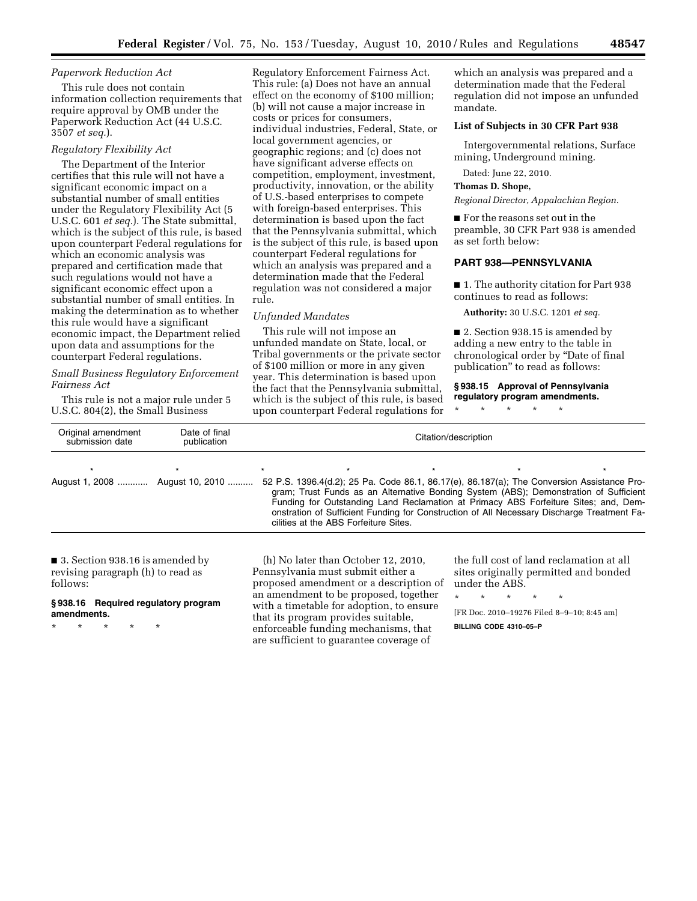*Paperwork Reduction Act*

This rule does not contain information collection requirements that require approval by OMB under the Paperwork Reduction Act (44 U.S.C. 3507 *et seq.*).

*Regulatory Flexibility Act*

The Department of the Interior certifies that this rule will not have a significant economic impact on a substantial number of small entities under the Regulatory Flexibility Act (5 U.S.C. 601 *et seq.*). The State submittal, which is the subject of this rule, is based upon counterpart Federal regulations for which an economic analysis was prepared and certification made that such regulations would not have a significant economic effect upon a substantial number of small entities. In making the determination as to whether this rule would have a significant economic impact, the Department relied upon data and assumptions for the counterpart Federal regulations.

*Small Business Regulatory Enforcement Fairness Act*

This rule is not a major rule under 5 U.S.C. 804(2), the Small Business Regulatory Enforcement Fairness Act. This rule: (a) Does not have an annual effect on the economy of $100 million; (b) will not cause a major increase in costs or prices for consumers, individual industries, Federal, State, or local government agencies, or geographic regions; and (c) does not have significant adverse effects on competition, employment, investment, productivity, innovation, or the ability of U.S.-based enterprises to compete with foreign-based enterprises. This determination is based upon the fact that the Pennsylvania submittal, which is the subject of this rule, is based upon counterpart Federal regulations for which an analysis was prepared and a determination made that the Federal regulation was not considered a major rule.

*Unfunded Mandates*

This rule will not impose an unfunded mandate on State, local, or Tribal governments or the private sector of $100 million or more in any given year. This determination is based upon the fact that the Pennsylvania submittal, which is the subject of this rule, is based upon counterpart Federal regulations for which an analysis was prepared and a determination made that the Federal regulation did not impose an unfunded mandate.

**List of Subjects in 30 CFR Part 938**

Intergovernmental relations, Surface mining, Underground mining.

Dated: June 22, 2010.

**Thomas D. Shope,**

*Regional Director, Appalachian Region.*

■ For the reasons set out in the preamble, 30 CFR Part 938 is amended as set forth below:

## PART 938—PENNSYLVANIA

■ 1. The authority citation for Part 938 continues to read as follows:

**Authority:** 30 U.S.C. 1201 *et seq.*

■ 2. Section 938.15 is amended by adding a new entry to the table in chronological order by "Date of final publication" to read as follows:

**§ 938.15 Approval of Pennsylvania regulatory program amendments.**

\* \* \* \* \*

| Original amendment submission date | Date of final publication | Citation/description |
|---|---|---|
| \* | \* | \* \* \* \* \* |
| August 1, 2008 ............ | August 10, 2010 .......... | 52 P.S. 1396.4(d.2); 25 Pa. Code 86.1, 86.17(e), 86.187(a); The Conversion Assistance Program; Trust Funds as an Alternative Bonding System (ABS); Demonstration of Sufficient Funding for Outstanding Land Reclamation at Primacy ABS Forfeiture Sites; and, Demonstration of Sufficient Funding for Construction of All Necessary Discharge Treatment Facilities at the ABS Forfeiture Sites. |

■ 3. Section 938.16 is amended by revising paragraph (h) to read as follows:

**§ 938.16 Required regulatory program amendments.**

\* \* \* \* \*

(h) No later than October 12, 2010, Pennsylvania must submit either a proposed amendment or a description of an amendment to be proposed, together with a timetable for adoption, to ensure that its program provides suitable, enforceable funding mechanisms, that are sufficient to guarantee coverage of the full cost of land reclamation at all sites originally permitted and bonded under the ABS.

\* \* \* \* \*

[FR Doc. 2010–19276 Filed 8–9–10; 8:45 am]

**BILLING CODE 4310–05–P**